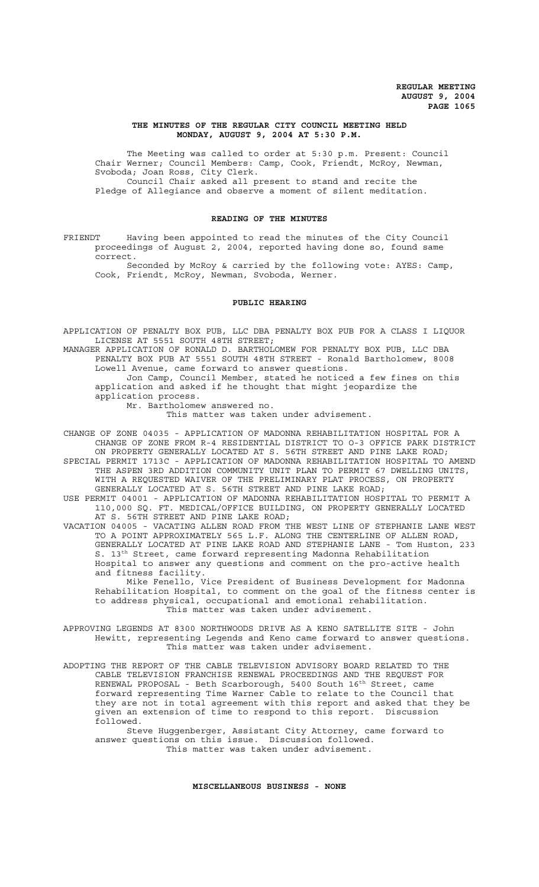**REGULAR MEETING**
**AUGUST 9, 2004**

## THE MINUTES OF THE REGULAR CITY COUNCIL MEETING HELD MONDAY, AUGUST 9, 2004 AT 5:30 P.M.

The Meeting was called to order at 5:30 p.m. Present: Council Chair Werner; Council Members: Camp, Cook, Friendt, McRoy, Newman, Svoboda; Joan Ross, City Clerk.

Council Chair asked all present to stand and recite the Pledge of Allegiance and observe a moment of silent meditation.

## READING OF THE MINUTES

FRIENDT Having been appointed to read the minutes of the City Council proceedings of August 2, 2004, reported having done so, found same correct.

Seconded by McRoy & carried by the following vote: AYES: Camp, Cook, Friendt, McRoy, Newman, Svoboda, Werner.

## PUBLIC HEARING

APPLICATION OF PENALTY BOX PUB, LLC DBA PENALTY BOX PUB FOR A CLASS I LIQUOR LICENSE AT 5551 SOUTH 48TH STREET;

MANAGER APPLICATION OF RONALD D. BARTHOLOMEW FOR PENALTY BOX PUB, LLC DBA PENALTY BOX PUB AT 5551 SOUTH 48TH STREET - Ronald Bartholomew, 8008 Lowell Avenue, came forward to answer questions.

Jon Camp, Council Member, stated he noticed a few fines on this application and asked if he thought that might jeopardize the application process.

Mr. Bartholomew answered no.

This matter was taken under advisement.

CHANGE OF ZONE 04035 - APPLICATION OF MADONNA REHABILITATION HOSPITAL FOR A CHANGE OF ZONE FROM R-4 RESIDENTIAL DISTRICT TO O-3 OFFICE PARK DISTRICT ON PROPERTY GENERALLY LOCATED AT S. 56TH STREET AND PINE LAKE ROAD;

SPECIAL PERMIT 1713C - APPLICATION OF MADONNA REHABILITATION HOSPITAL TO AMEND THE ASPEN 3RD ADDITION COMMUNITY UNIT PLAN TO PERMIT 67 DWELLING UNITS, WITH A REQUESTED WAIVER OF THE PRELIMINARY PLAT PROCESS, ON PROPERTY GENERALLY LOCATED AT S. 56TH STREET AND PINE LAKE ROAD;

USE PERMIT 04001 - APPLICATION OF MADONNA REHABILITATION HOSPITAL TO PERMIT A 110,000 SQ. FT. MEDICAL/OFFICE BUILDING, ON PROPERTY GENERALLY LOCATED AT S. 56TH STREET AND PINE LAKE ROAD;

VACATION 04005 - VACATING ALLEN ROAD FROM THE WEST LINE OF STEPHANIE LANE WEST TO A POINT APPROXIMATELY 565 L.F. ALONG THE CENTERLINE OF ALLEN ROAD, GENERALLY LOCATED AT PINE LAKE ROAD AND STEPHANIE LANE - Tom Huston, 233 S. 13th Street, came forward representing Madonna Rehabilitation Hospital to answer any questions and comment on the pro-active health and fitness facility.

Mike Fenello, Vice President of Business Development for Madonna Rehabilitation Hospital, to comment on the goal of the fitness center is to address physical, occupational and emotional rehabilitation.

This matter was taken under advisement.

APPROVING LEGENDS AT 8300 NORTHWOODS DRIVE AS A KENO SATELLITE SITE - John Hewitt, representing Legends and Keno came forward to answer questions.

This matter was taken under advisement.

ADOPTING THE REPORT OF THE CABLE TELEVISION ADVISORY BOARD RELATED TO THE CABLE TELEVISION FRANCHISE RENEWAL PROCEEDINGS AND THE REQUEST FOR RENEWAL PROPOSAL - Beth Scarborough, 5400 South 16th Street, came forward representing Time Warner Cable to relate to the Council that they are not in total agreement with this report and asked that they be given an extension of time to respond to this report. Discussion followed.

Steve Huggenberger, Assistant City Attorney, came forward to answer questions on this issue. Discussion followed.

This matter was taken under advisement.

## MISCELLANEOUS BUSINESS - NONE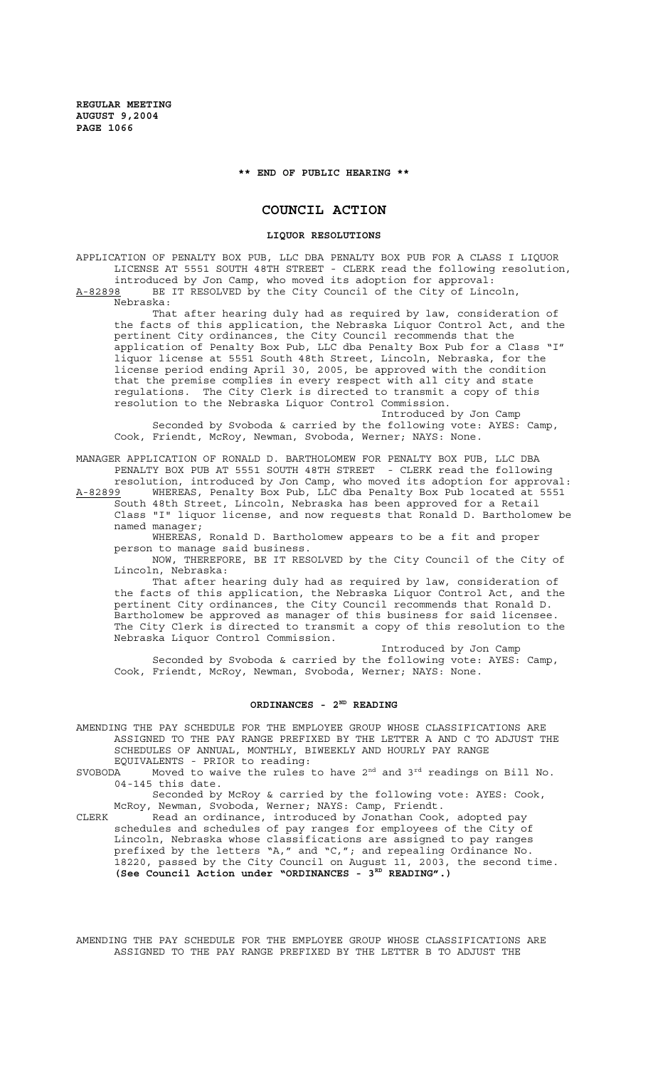**\*\* END OF PUBLIC HEARING \*\***

# COUNCIL ACTION

## LIQUOR RESOLUTIONS

APPLICATION OF PENALTY BOX PUB, LLC DBA PENALTY BOX PUB FOR A CLASS I LIQUOR LICENSE AT 5551 SOUTH 48TH STREET - CLERK read the following resolution, introduced by Jon Camp, who moved its adoption for approval:

A-82898 BE IT RESOLVED by the City Council of the City of Lincoln, Nebraska:

That after hearing duly had as required by law, consideration of the facts of this application, the Nebraska Liquor Control Act, and the pertinent City ordinances, the City Council recommends that the application of Penalty Box Pub, LLC dba Penalty Box Pub for a Class "I" liquor license at 5551 South 48th Street, Lincoln, Nebraska, for the license period ending April 30, 2005, be approved with the condition that the premise complies in every respect with all city and state regulations. The City Clerk is directed to transmit a copy of this resolution to the Nebraska Liquor Control Commission.

Introduced by Jon Camp

Seconded by Svoboda & carried by the following vote: AYES: Camp, Cook, Friendt, McRoy, Newman, Svoboda, Werner; NAYS: None.

MANAGER APPLICATION OF RONALD D. BARTHOLOMEW FOR PENALTY BOX PUB, LLC DBA PENALTY BOX PUB AT 5551 SOUTH 48TH STREET - CLERK read the following resolution, introduced by Jon Camp, who moved its adoption for approval:

A-82899 WHEREAS, Penalty Box Pub, LLC dba Penalty Box Pub located at 5551 South 48th Street, Lincoln, Nebraska has been approved for a Retail Class "I" liquor license, and now requests that Ronald D. Bartholomew be named manager;

WHEREAS, Ronald D. Bartholomew appears to be a fit and proper person to manage said business.

NOW, THEREFORE, BE IT RESOLVED by the City Council of the City of Lincoln, Nebraska:

That after hearing duly had as required by law, consideration of the facts of this application, the Nebraska Liquor Control Act, and the pertinent City ordinances, the City Council recommends that Ronald D. Bartholomew be approved as manager of this business for said licensee. The City Clerk is directed to transmit a copy of this resolution to the Nebraska Liquor Control Commission.

Introduced by Jon Camp

Seconded by Svoboda & carried by the following vote: AYES: Camp, Cook, Friendt, McRoy, Newman, Svoboda, Werner; NAYS: None.

## ORDINANCES - 2ND READING

AMENDING THE PAY SCHEDULE FOR THE EMPLOYEE GROUP WHOSE CLASSIFICATIONS ARE ASSIGNED TO THE PAY RANGE PREFIXED BY THE LETTER A AND C TO ADJUST THE SCHEDULES OF ANNUAL, MONTHLY, BIWEEKLY AND HOURLY PAY RANGE EQUIVALENTS - PRIOR to reading:

SVOBODA Moved to waive the rules to have 2nd and 3rd readings on Bill No. 04-145 this date.

Seconded by McRoy & carried by the following vote: AYES: Cook, McRoy, Newman, Svoboda, Werner; NAYS: Camp, Friendt.

CLERK Read an ordinance, introduced by Jonathan Cook, adopted pay schedules and schedules of pay ranges for employees of the City of Lincoln, Nebraska whose classifications are assigned to pay ranges prefixed by the letters "A," and "C,"; and repealing Ordinance No. 18220, passed by the City Council on August 11, 2003, the second time. **(See Council Action under "ORDINANCES - 3RD READING".)**

AMENDING THE PAY SCHEDULE FOR THE EMPLOYEE GROUP WHOSE CLASSIFICATIONS ARE ASSIGNED TO THE PAY RANGE PREFIXED BY THE LETTER B TO ADJUST THE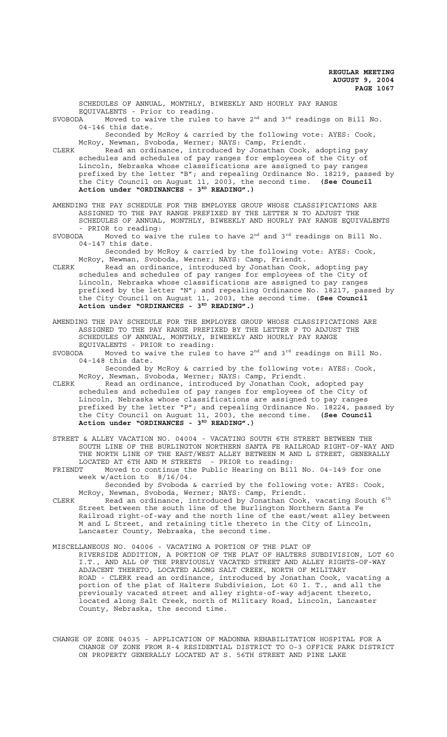SCHEDULES OF ANNUAL, MONTHLY, BIWEEKLY AND HOURLY PAY RANGE EQUIVALENTS - Prior to reading.

SVOBODA Moved to waive the rules to have 2nd and 3rd readings on Bill No. 04-146 this date.

Seconded by McRoy & carried by the following vote: AYES: Cook, McRoy, Newman, Svoboda, Werner; NAYS: Camp, Friendt.

CLERK Read an ordinance, introduced by Jonathan Cook, adopting pay schedules and schedules of pay ranges for employees of the City of Lincoln, Nebraska whose classifications are assigned to pay ranges prefixed by the letter "B"; and repealing Ordinance No. 18219, passed by the City Council on August 11, 2003, the second time. **(See Council Action under "ORDINANCES - 3RD READING".)**

AMENDING THE PAY SCHEDULE FOR THE EMPLOYEE GROUP WHOSE CLASSIFICATIONS ARE ASSIGNED TO THE PAY RANGE PREFIXED BY THE LETTER N TO ADJUST THE SCHEDULES OF ANNUAL, MONTHLY, BIWEEKLY AND HOURLY PAY RANGE EQUIVALENTS - PRIOR to reading:

SVOBODA Moved to waive the rules to have 2nd and 3rd readings on Bill No. 04-147 this date.

Seconded by McRoy & carried by the following vote: AYES: Cook, McRoy, Newman, Svoboda, Werner; NAYS: Camp, Friendt.

CLERK Read an ordinance, introduced by Jonathan Cook, adopting pay schedules and schedules of pay ranges for employees of the City of Lincoln, Nebraska whose classifications are assigned to pay ranges prefixed by the letter "N"; and repealing Ordinance No. 18217, passed by the City Council on August 11, 2003, the second time. **(See Council Action under "ORDINANCES - 3RD READING".)**

AMENDING THE PAY SCHEDULE FOR THE EMPLOYEE GROUP WHOSE CLASSIFICATIONS ARE ASSIGNED TO THE PAY RANGE PREFIXED BY THE LETTER P TO ADJUST THE SCHEDULES OF ANNUAL, MONTHLY, BIWEEKLY AND HOURLY PAY RANGE EQUIVALENTS - PRIOR to reading:

SVOBODA Moved to waive the rules to have 2nd and 3rd readings on Bill No. 04-148 this date.

Seconded by McRoy & carried by the following vote: AYES: Cook, McRoy, Newman, Svoboda, Werner; NAYS: Camp, Friendt.

CLERK Read an ordinance, introduced by Jonathan Cook, adopted pay schedules and schedules of pay ranges for employees of the City of Lincoln, Nebraska whose classifications are assigned to pay ranges prefixed by the letter "P"; and repealing Ordinance No. 18224, passed by the City Council on August 11, 2003, the second time. **(See Council Action under "ORDINANCES - 3RD READING".)**

STREET & ALLEY VACATION NO. 04004 - VACATING SOUTH 6TH STREET BETWEEN THE SOUTH LINE OF THE BURLINGTON NORTHERN SANTA FE RAILROAD RIGHT-OF-WAY AND THE NORTH LINE OF THE EAST/WEST ALLEY BETWEEN M AND L STREET, GENERALLY LOCATED AT 6TH AND M STREETS - PRIOR to reading:

FRIENDT Moved to continue the Public Hearing on Bill No. 04-149 for one week w/action to 8/16/04.

Seconded by Svoboda & carried by the following vote: AYES: Cook, McRoy, Newman, Svoboda, Werner; NAYS: Camp, Friendt.

CLERK Read an ordinance, introduced by Jonathan Cook, vacating South 6th Street between the south line of the Burlington Northern Santa Fe Railroad right-of-way and the north line of the east/west alley between M and L Street, and retaining title thereto in the City of Lincoln, Lancaster County, Nebraska, the second time.

MISCELLANEOUS NO. 04006 - VACATING A PORTION OF THE PLAT OF RIVERSIDE ADDITION, A PORTION OF THE PLAT OF HALTERS SUBDIVISION, LOT 60 I.T., AND ALL OF THE PREVIOUSLY VACATED STREET AND ALLEY RIGHTS-OF-WAY ADJACENT THERETO, LOCATED ALONG SALT CREEK, NORTH OF MILITARY ROAD - CLERK read an ordinance, introduced by Jonathan Cook, vacating a portion of the plat of Halters Subdivision, Lot 60 I. T., and all the previously vacated street and alley rights-of-way adjacent thereto, located along Salt Creek, north of Military Road, Lincoln, Lancaster County, Nebraska, the second time.

CHANGE OF ZONE 04035 - APPLICATION OF MADONNA REHABILITATION HOSPITAL FOR A CHANGE OF ZONE FROM R-4 RESIDENTIAL DISTRICT TO O-3 OFFICE PARK DISTRICT ON PROPERTY GENERALLY LOCATED AT S. 56TH STREET AND PINE LAKE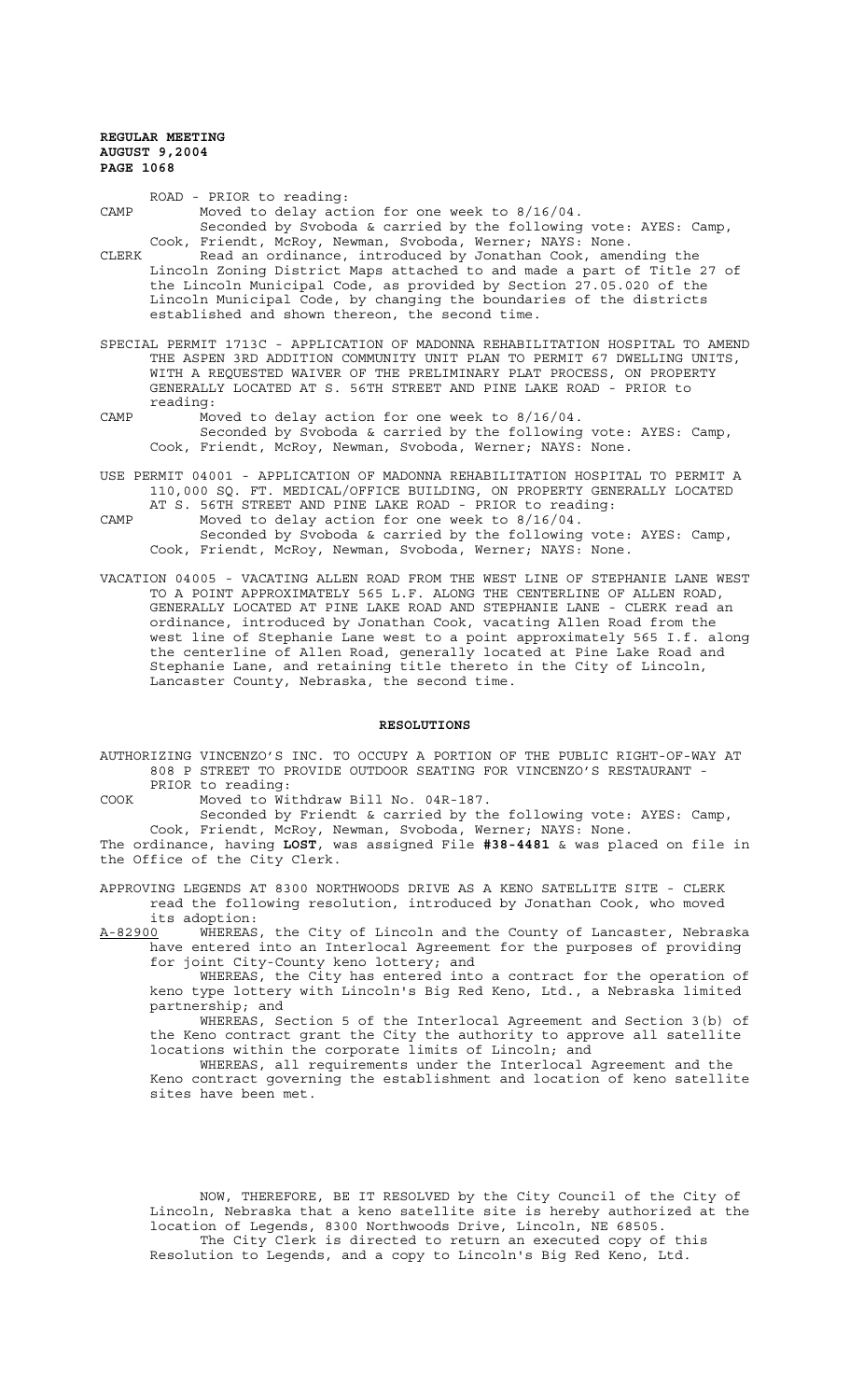ROAD - PRIOR to reading:

CAMP Moved to delay action for one week to 8/16/04.
Seconded by Svoboda & carried by the following vote: AYES: Camp, Cook, Friendt, McRoy, Newman, Svoboda, Werner; NAYS: None.

CLERK Read an ordinance, introduced by Jonathan Cook, amending the Lincoln Zoning District Maps attached to and made a part of Title 27 of the Lincoln Municipal Code, as provided by Section 27.05.020 of the Lincoln Municipal Code, by changing the boundaries of the districts established and shown thereon, the second time.

SPECIAL PERMIT 1713C - APPLICATION OF MADONNA REHABILITATION HOSPITAL TO AMEND THE ASPEN 3RD ADDITION COMMUNITY UNIT PLAN TO PERMIT 67 DWELLING UNITS, WITH A REQUESTED WAIVER OF THE PRELIMINARY PLAT PROCESS, ON PROPERTY GENERALLY LOCATED AT S. 56TH STREET AND PINE LAKE ROAD - PRIOR to reading:

CAMP Moved to delay action for one week to 8/16/04.
Seconded by Svoboda & carried by the following vote: AYES: Camp, Cook, Friendt, McRoy, Newman, Svoboda, Werner; NAYS: None.

USE PERMIT 04001 - APPLICATION OF MADONNA REHABILITATION HOSPITAL TO PERMIT A 110,000 SQ. FT. MEDICAL/OFFICE BUILDING, ON PROPERTY GENERALLY LOCATED AT S. 56TH STREET AND PINE LAKE ROAD - PRIOR to reading:

CAMP Moved to delay action for one week to 8/16/04.
Seconded by Svoboda & carried by the following vote: AYES: Camp, Cook, Friendt, McRoy, Newman, Svoboda, Werner; NAYS: None.

VACATION 04005 - VACATING ALLEN ROAD FROM THE WEST LINE OF STEPHANIE LANE WEST TO A POINT APPROXIMATELY 565 L.F. ALONG THE CENTERLINE OF ALLEN ROAD, GENERALLY LOCATED AT PINE LAKE ROAD AND STEPHANIE LANE - CLERK read an ordinance, introduced by Jonathan Cook, vacating Allen Road from the west line of Stephanie Lane west to a point approximately 565 I.f. along the centerline of Allen Road, generally located at Pine Lake Road and Stephanie Lane, and retaining title thereto in the City of Lincoln, Lancaster County, Nebraska, the second time.

## RESOLUTIONS

AUTHORIZING VINCENZO'S INC. TO OCCUPY A PORTION OF THE PUBLIC RIGHT-OF-WAY AT 808 P STREET TO PROVIDE OUTDOOR SEATING FOR VINCENZO'S RESTAURANT - PRIOR to reading:

COOK Moved to Withdraw Bill No. 04R-187.
Seconded by Friendt & carried by the following vote: AYES: Camp, Cook, Friendt, McRoy, Newman, Svoboda, Werner; NAYS: None.

The ordinance, having **LOST**, was assigned File **#38-4481** & was placed on file in the Office of the City Clerk.

APPROVING LEGENDS AT 8300 NORTHWOODS DRIVE AS A KENO SATELLITE SITE - CLERK read the following resolution, introduced by Jonathan Cook, who moved its adoption:

A-82900 WHEREAS, the City of Lincoln and the County of Lancaster, Nebraska have entered into an Interlocal Agreement for the purposes of providing for joint City-County keno lottery; and

WHEREAS, the City has entered into a contract for the operation of keno type lottery with Lincoln's Big Red Keno, Ltd., a Nebraska limited partnership; and

WHEREAS, Section 5 of the Interlocal Agreement and Section 3(b) of the Keno contract grant the City the authority to approve all satellite locations within the corporate limits of Lincoln; and

WHEREAS, all requirements under the Interlocal Agreement and the Keno contract governing the establishment and location of keno satellite sites have been met.

NOW, THEREFORE, BE IT RESOLVED by the City Council of the City of Lincoln, Nebraska that a keno satellite site is hereby authorized at the location of Legends, 8300 Northwoods Drive, Lincoln, NE 68505.

The City Clerk is directed to return an executed copy of this Resolution to Legends, and a copy to Lincoln's Big Red Keno, Ltd.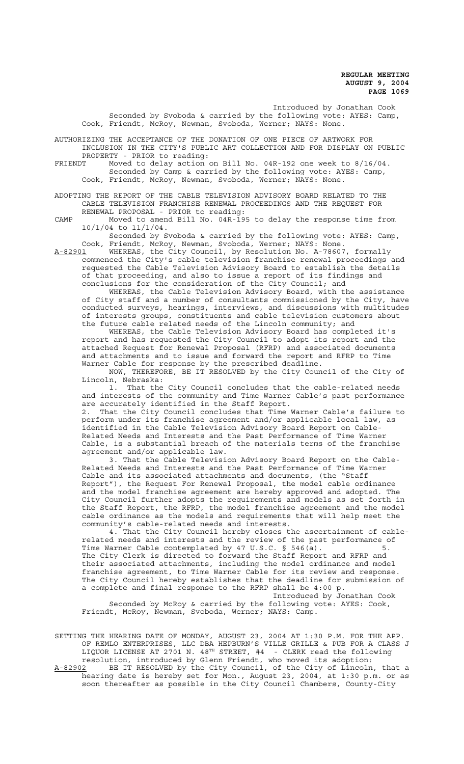Introduced by Jonathan Cook

Seconded by Svoboda & carried by the following vote: AYES: Camp, Cook, Friendt, McRoy, Newman, Svoboda, Werner; NAYS: None.

AUTHORIZING THE ACCEPTANCE OF THE DONATION OF ONE PIECE OF ARTWORK FOR INCLUSION IN THE CITY'S PUBLIC ART COLLECTION AND FOR DISPLAY ON PUBLIC PROPERTY - PRIOR to reading:

FRIENDT Moved to delay action on Bill No. 04R-192 one week to 8/16/04.

Seconded by Camp & carried by the following vote: AYES: Camp, Cook, Friendt, McRoy, Newman, Svoboda, Werner; NAYS: None.

ADOPTING THE REPORT OF THE CABLE TELEVISION ADVISORY BOARD RELATED TO THE CABLE TELEVISION FRANCHISE RENEWAL PROCEEDINGS AND THE REQUEST FOR RENEWAL PROPOSAL - PRIOR to reading:

CAMP Moved to amend Bill No. 04R-195 to delay the response time from 10/1/04 to 11/1/04.

Seconded by Svoboda & carried by the following vote: AYES: Camp, Cook, Friendt, McRoy, Newman, Svoboda, Werner; NAYS: None.

A-82901 WHEREAS, the City Council, by Resolution No. A-78607, formally commenced the City's cable television franchise renewal proceedings and requested the Cable Television Advisory Board to establish the details of that proceeding, and also to issue a report of its findings and conclusions for the consideration of the City Council; and

WHEREAS, the Cable Television Advisory Board, with the assistance of City staff and a number of consultants commissioned by the City, have conducted surveys, hearings, interviews, and discussions with multitudes of interests groups, constituents and cable television customers about the future cable related needs of the Lincoln community; and

WHEREAS, the Cable Television Advisory Board has completed it's report and has requested the City Council to adopt its report and the attached Request for Renewal Proposal (RFRP) and associated documents and attachments and to issue and forward the report and RFRP to Time Warner Cable for response by the prescribed deadline.

NOW, THEREFORE, BE IT RESOLVED by the City Council of the City of Lincoln, Nebraska:

1. That the City Council concludes that the cable-related needs and interests of the community and Time Warner Cable's past performance are accurately identified in the Staff Report.

2. That the City Council concludes that Time Warner Cable's failure to perform under its franchise agreement and/or applicable local law, as identified in the Cable Television Advisory Board Report on Cable-Related Needs and Interests and the Past Performance of Time Warner Cable, is a substantial breach of the materials terms of the franchise agreement and/or applicable law.

3. That the Cable Television Advisory Board Report on the Cable-Related Needs and Interests and the Past Performance of Time Warner Cable and its associated attachments and documents, (the "Staff Report"), the Request For Renewal Proposal, the model cable ordinance and the model franchise agreement are hereby approved and adopted. The City Council further adopts the requirements and models as set forth in the Staff Report, the RFRP, the model franchise agreement and the model cable ordinance as the models and requirements that will help meet the community's cable-related needs and interests.

4. That the City Council hereby closes the ascertainment of cable-related needs and interests and the review of the past performance of Time Warner Cable contemplated by 47 U.S.C. § 546(a). 5. The City Clerk is directed to forward the Staff Report and RFRP and their associated attachments, including the model ordinance and model franchise agreement, to Time Warner Cable for its review and response. The City Council hereby establishes that the deadline for submission of a complete and final response to the RFRP shall be 4:00 p.

Introduced by Jonathan Cook

Seconded by McRoy & carried by the following vote: AYES: Cook, Friendt, McRoy, Newman, Svoboda, Werner; NAYS: Camp.

SETTING THE HEARING DATE OF MONDAY, AUGUST 23, 2004 AT 1:30 P.M. FOR THE APP. OF REMLO ENTERPRISES, LLC DBA HEPBURN'S VILLE GRILLE & PUB FOR A CLASS J LIQUOR LICENSE AT 2701 N. 48TH STREET, #4 - CLERK read the following resolution, introduced by Glenn Friendt, who moved its adoption:

A-82902 BE IT RESOLVED by the City Council, of the City of Lincoln, that a hearing date is hereby set for Mon., August 23, 2004, at 1:30 p.m. or as soon thereafter as possible in the City Council Chambers, County-City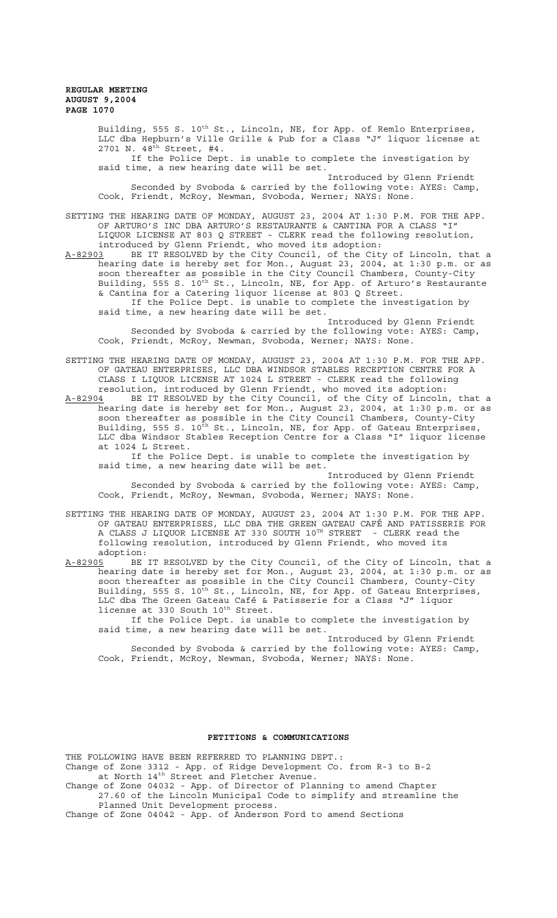Building, 555 S. 10th St., Lincoln, NE, for App. of Remlo Enterprises, LLC dba Hepburn's Ville Grille & Pub for a Class "J" liquor license at 2701 N. 48th Street, #4.

If the Police Dept. is unable to complete the investigation by said time, a new hearing date will be set.

Introduced by Glenn Friendt

Seconded by Svoboda & carried by the following vote: AYES: Camp, Cook, Friendt, McRoy, Newman, Svoboda, Werner; NAYS: None.

SETTING THE HEARING DATE OF MONDAY, AUGUST 23, 2004 AT 1:30 P.M. FOR THE APP. OF ARTURO'S INC DBA ARTURO'S RESTAURANTE & CANTINA FOR A CLASS "I" LIQUOR LICENSE AT 803 Q STREET - CLERK read the following resolution, introduced by Glenn Friendt, who moved its adoption:

A-82903 BE IT RESOLVED by the City Council, of the City of Lincoln, that a hearing date is hereby set for Mon., August 23, 2004, at 1:30 p.m. or as soon thereafter as possible in the City Council Chambers, County-City Building, 555 S. 10th St., Lincoln, NE, for App. of Arturo's Restaurante & Cantina for a Catering liquor license at 803 Q Street.

If the Police Dept. is unable to complete the investigation by said time, a new hearing date will be set.

Introduced by Glenn Friendt

Seconded by Svoboda & carried by the following vote: AYES: Camp, Cook, Friendt, McRoy, Newman, Svoboda, Werner; NAYS: None.

SETTING THE HEARING DATE OF MONDAY, AUGUST 23, 2004 AT 1:30 P.M. FOR THE APP. OF GATEAU ENTERPRISES, LLC DBA WINDSOR STABLES RECEPTION CENTRE FOR A CLASS I LIQUOR LICENSE AT 1024 L STREET - CLERK read the following resolution, introduced by Glenn Friendt, who moved its adoption:

A-82904 BE IT RESOLVED by the City Council, of the City of Lincoln, that a hearing date is hereby set for Mon., August 23, 2004, at 1:30 p.m. or as soon thereafter as possible in the City Council Chambers, County-City Building, 555 S. 10th St., Lincoln, NE, for App. of Gateau Enterprises, LLC dba Windsor Stables Reception Centre for a Class "I" liquor license at 1024 L Street.

If the Police Dept. is unable to complete the investigation by said time, a new hearing date will be set.

Introduced by Glenn Friendt

Seconded by Svoboda & carried by the following vote: AYES: Camp, Cook, Friendt, McRoy, Newman, Svoboda, Werner; NAYS: None.

SETTING THE HEARING DATE OF MONDAY, AUGUST 23, 2004 AT 1:30 P.M. FOR THE APP. OF GATEAU ENTERPRISES, LLC DBA THE GREEN GATEAU CAFÉ AND PATISSERIE FOR A CLASS J LIQUOR LICENSE AT 330 SOUTH 10TH STREET - CLERK read the following resolution, introduced by Glenn Friendt, who moved its adoption:

A-82905 BE IT RESOLVED by the City Council, of the City of Lincoln, that a hearing date is hereby set for Mon., August 23, 2004, at 1:30 p.m. or as soon thereafter as possible in the City Council Chambers, County-City Building, 555 S. 10th St., Lincoln, NE, for App. of Gateau Enterprises, LLC dba The Green Gateau Café & Patisserie for a Class "J" liquor license at 330 South 10th Street.

If the Police Dept. is unable to complete the investigation by said time, a new hearing date will be set.

Introduced by Glenn Friendt

Seconded by Svoboda & carried by the following vote: AYES: Camp, Cook, Friendt, McRoy, Newman, Svoboda, Werner; NAYS: None.

## PETITIONS & COMMUNICATIONS

THE FOLLOWING HAVE BEEN REFERRED TO PLANNING DEPT.:

Change of Zone 3312 - App. of Ridge Development Co. from R-3 to B-2 at North 14th Street and Fletcher Avenue.

Change of Zone 04032 - App. of Director of Planning to amend Chapter 27.60 of the Lincoln Municipal Code to simplify and streamline the Planned Unit Development process.

Change of Zone 04042 - App. of Anderson Ford to amend Sections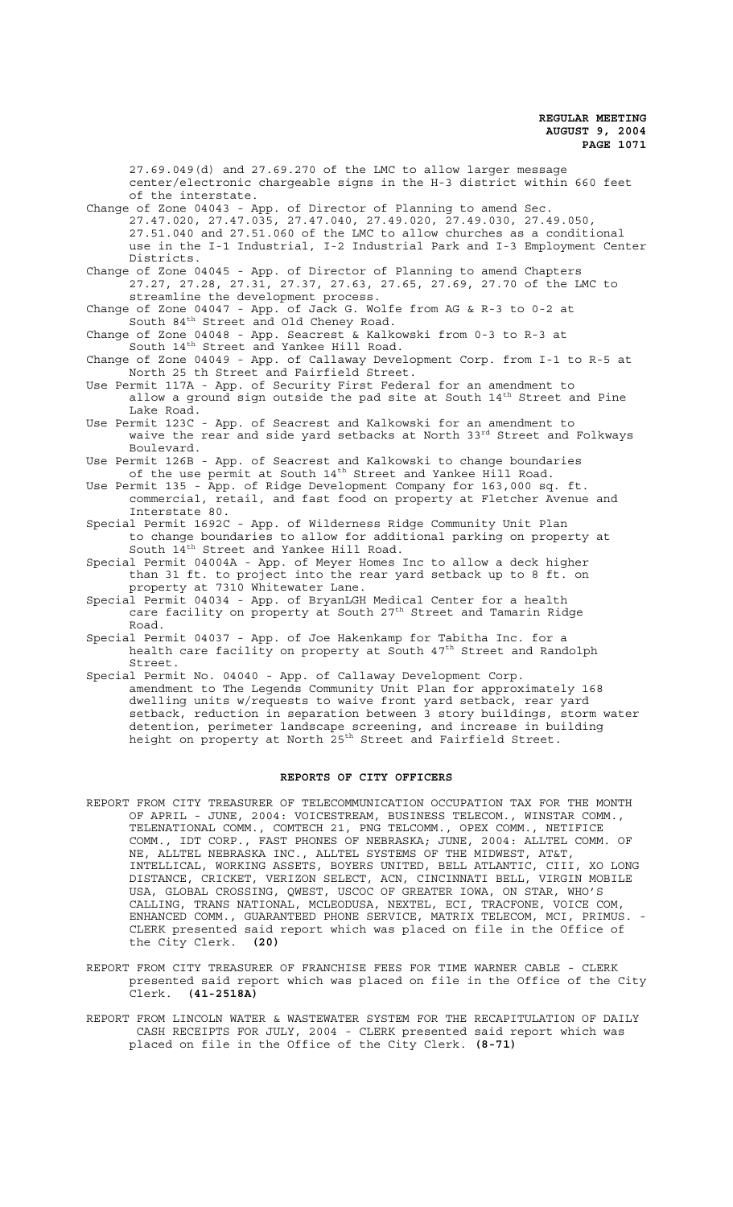27.69.049(d) and 27.69.270 of the LMC to allow larger message center/electronic chargeable signs in the H-3 district within 660 feet of the interstate.

Change of Zone 04043 - App. of Director of Planning to amend Sec. 27.47.020, 27.47.035, 27.47.040, 27.49.020, 27.49.030, 27.49.050, 27.51.040 and 27.51.060 of the LMC to allow churches as a conditional use in the I-1 Industrial, I-2 Industrial Park and I-3 Employment Center Districts.

Change of Zone 04045 - App. of Director of Planning to amend Chapters 27.27, 27.28, 27.31, 27.37, 27.63, 27.65, 27.69, 27.70 of the LMC to streamline the development process.

Change of Zone 04047 - App. of Jack G. Wolfe from AG & R-3 to 0-2 at South 84th Street and Old Cheney Road.

Change of Zone 04048 - App. Seacrest & Kalkowski from 0-3 to R-3 at South 14th Street and Yankee Hill Road.

Change of Zone 04049 - App. of Callaway Development Corp. from I-1 to R-5 at North 25 th Street and Fairfield Street.

Use Permit 117A - App. of Security First Federal for an amendment to allow a ground sign outside the pad site at South 14th Street and Pine Lake Road.

Use Permit 123C - App. of Seacrest and Kalkowski for an amendment to waive the rear and side yard setbacks at North 33rd Street and Folkways Boulevard.

Use Permit 126B - App. of Seacrest and Kalkowski to change boundaries of the use permit at South 14th Street and Yankee Hill Road.

Use Permit 135 - App. of Ridge Development Company for 163,000 sq. ft. commercial, retail, and fast food on property at Fletcher Avenue and Interstate 80.

Special Permit 1692C - App. of Wilderness Ridge Community Unit Plan to change boundaries to allow for additional parking on property at South 14th Street and Yankee Hill Road.

Special Permit 04004A - App. of Meyer Homes Inc to allow a deck higher than 31 ft. to project into the rear yard setback up to 8 ft. on property at 7310 Whitewater Lane.

Special Permit 04034 - App. of BryanLGH Medical Center for a health care facility on property at South 27th Street and Tamarin Ridge Road.

Special Permit 04037 - App. of Joe Hakenkamp for Tabitha Inc. for a health care facility on property at South 47th Street and Randolph Street.

Special Permit No. 04040 - App. of Callaway Development Corp. amendment to The Legends Community Unit Plan for approximately 168 dwelling units w/requests to waive front yard setback, rear yard setback, reduction in separation between 3 story buildings, storm water detention, perimeter landscape screening, and increase in building height on property at North 25th Street and Fairfield Street.

## REPORTS OF CITY OFFICERS

REPORT FROM CITY TREASURER OF TELECOMMUNICATION OCCUPATION TAX FOR THE MONTH OF APRIL - JUNE, 2004: VOICESTREAM, BUSINESS TELECOM., WINSTAR COMM., TELENATIONAL COMM., COMTECH 21, PNG TELCOMM., OPEX COMM., NETIFICE COMM., IDT CORP., FAST PHONES OF NEBRASKA; JUNE, 2004: ALLTEL COMM. OF NE, ALLTEL NEBRASKA INC., ALLTEL SYSTEMS OF THE MIDWEST, AT&T, INTELLICAL, WORKING ASSETS, BOYERS UNITED, BELL ATLANTIC, CIII, XO LONG DISTANCE, CRICKET, VERIZON SELECT, ACN, CINCINNATI BELL, VIRGIN MOBILE USA, GLOBAL CROSSING, QWEST, USCOC OF GREATER IOWA, ON STAR, WHO'S CALLING, TRANS NATIONAL, MCLEODUSA, NEXTEL, ECI, TRACFONE, VOICE COM, ENHANCED COMM., GUARANTEED PHONE SERVICE, MATRIX TELECOM, MCI, PRIMUS. - CLERK presented said report which was placed on file in the Office of the City Clerk. **(20)**

REPORT FROM CITY TREASURER OF FRANCHISE FEES FOR TIME WARNER CABLE - CLERK presented said report which was placed on file in the Office of the City Clerk. **(41-2518A)**

REPORT FROM LINCOLN WATER & WASTEWATER SYSTEM FOR THE RECAPITULATION OF DAILY CASH RECEIPTS FOR JULY, 2004 - CLERK presented said report which was placed on file in the Office of the City Clerk. **(8-71)**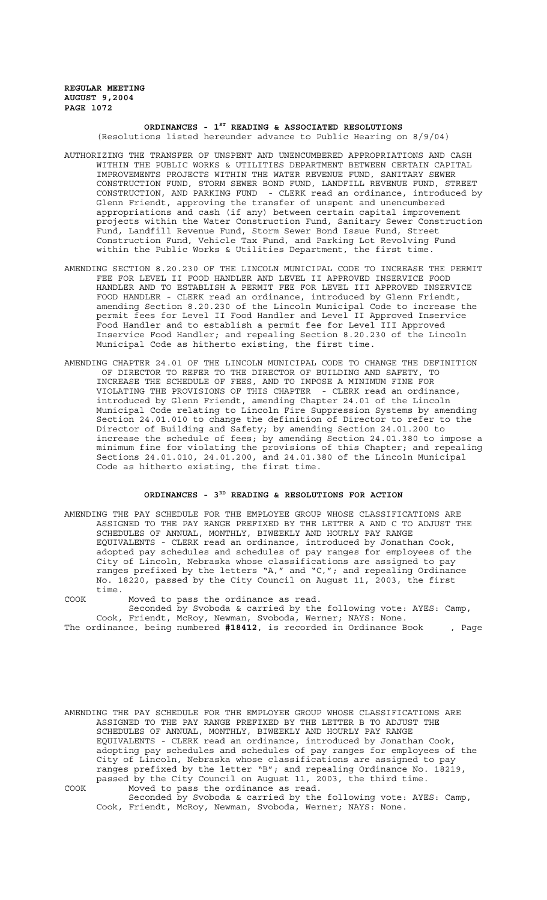**REGULAR MEETING**
**AUGUST 9,2004**
**PAGE 1072**

## ORDINANCES - 1ST READING & ASSOCIATED RESOLUTIONS

(Resolutions listed hereunder advance to Public Hearing on 8/9/04)

AUTHORIZING THE TRANSFER OF UNSPENT AND UNENCUMBERED APPROPRIATIONS AND CASH WITHIN THE PUBLIC WORKS & UTILITIES DEPARTMENT BETWEEN CERTAIN CAPITAL IMPROVEMENTS PROJECTS WITHIN THE WATER REVENUE FUND, SANITARY SEWER CONSTRUCTION FUND, STORM SEWER BOND FUND, LANDFILL REVENUE FUND, STREET CONSTRUCTION, AND PARKING FUND - CLERK read an ordinance, introduced by Glenn Friendt, approving the transfer of unspent and unencumbered appropriations and cash (if any) between certain capital improvement projects within the Water Construction Fund, Sanitary Sewer Construction Fund, Landfill Revenue Fund, Storm Sewer Bond Issue Fund, Street Construction Fund, Vehicle Tax Fund, and Parking Lot Revolving Fund within the Public Works & Utilities Department, the first time.

AMENDING SECTION 8.20.230 OF THE LINCOLN MUNICIPAL CODE TO INCREASE THE PERMIT FEE FOR LEVEL II FOOD HANDLER AND LEVEL II APPROVED INSERVICE FOOD HANDLER AND TO ESTABLISH A PERMIT FEE FOR LEVEL III APPROVED INSERVICE FOOD HANDLER - CLERK read an ordinance, introduced by Glenn Friendt, amending Section 8.20.230 of the Lincoln Municipal Code to increase the permit fees for Level II Food Handler and Level II Approved Inservice Food Handler and to establish a permit fee for Level III Approved Inservice Food Handler; and repealing Section 8.20.230 of the Lincoln Municipal Code as hitherto existing, the first time.

AMENDING CHAPTER 24.01 OF THE LINCOLN MUNICIPAL CODE TO CHANGE THE DEFINITION OF DIRECTOR TO REFER TO THE DIRECTOR OF BUILDING AND SAFETY, TO INCREASE THE SCHEDULE OF FEES, AND TO IMPOSE A MINIMUM FINE FOR VIOLATING THE PROVISIONS OF THIS CHAPTER - CLERK read an ordinance, introduced by Glenn Friendt, amending Chapter 24.01 of the Lincoln Municipal Code relating to Lincoln Fire Suppression Systems by amending Section 24.01.010 to change the definition of Director to refer to the Director of Building and Safety; by amending Section 24.01.200 to increase the schedule of fees; by amending Section 24.01.380 to impose a minimum fine for violating the provisions of this Chapter; and repealing Sections 24.01.010, 24.01.200, and 24.01.380 of the Lincoln Municipal Code as hitherto existing, the first time.

## ORDINANCES - 3RD READING & RESOLUTIONS FOR ACTION

AMENDING THE PAY SCHEDULE FOR THE EMPLOYEE GROUP WHOSE CLASSIFICATIONS ARE ASSIGNED TO THE PAY RANGE PREFIXED BY THE LETTER A AND C TO ADJUST THE SCHEDULES OF ANNUAL, MONTHLY, BIWEEKLY AND HOURLY PAY RANGE EQUIVALENTS - CLERK read an ordinance, introduced by Jonathan Cook, adopted pay schedules and schedules of pay ranges for employees of the City of Lincoln, Nebraska whose classifications are assigned to pay ranges prefixed by the letters "A," and "C,"; and repealing Ordinance No. 18220, passed by the City Council on August 11, 2003, the first time.

COOK Moved to pass the ordinance as read.
Seconded by Svoboda & carried by the following vote: AYES: Camp, Cook, Friendt, McRoy, Newman, Svoboda, Werner; NAYS: None.

The ordinance, being numbered **#18412**, is recorded in Ordinance Book , Page

AMENDING THE PAY SCHEDULE FOR THE EMPLOYEE GROUP WHOSE CLASSIFICATIONS ARE ASSIGNED TO THE PAY RANGE PREFIXED BY THE LETTER B TO ADJUST THE SCHEDULES OF ANNUAL, MONTHLY, BIWEEKLY AND HOURLY PAY RANGE EQUIVALENTS - CLERK read an ordinance, introduced by Jonathan Cook, adopting pay schedules and schedules of pay ranges for employees of the City of Lincoln, Nebraska whose classifications are assigned to pay ranges prefixed by the letter "B"; and repealing Ordinance No. 18219, passed by the City Council on August 11, 2003, the third time.

COOK Moved to pass the ordinance as read.
Seconded by Svoboda & carried by the following vote: AYES: Camp, Cook, Friendt, McRoy, Newman, Svoboda, Werner; NAYS: None.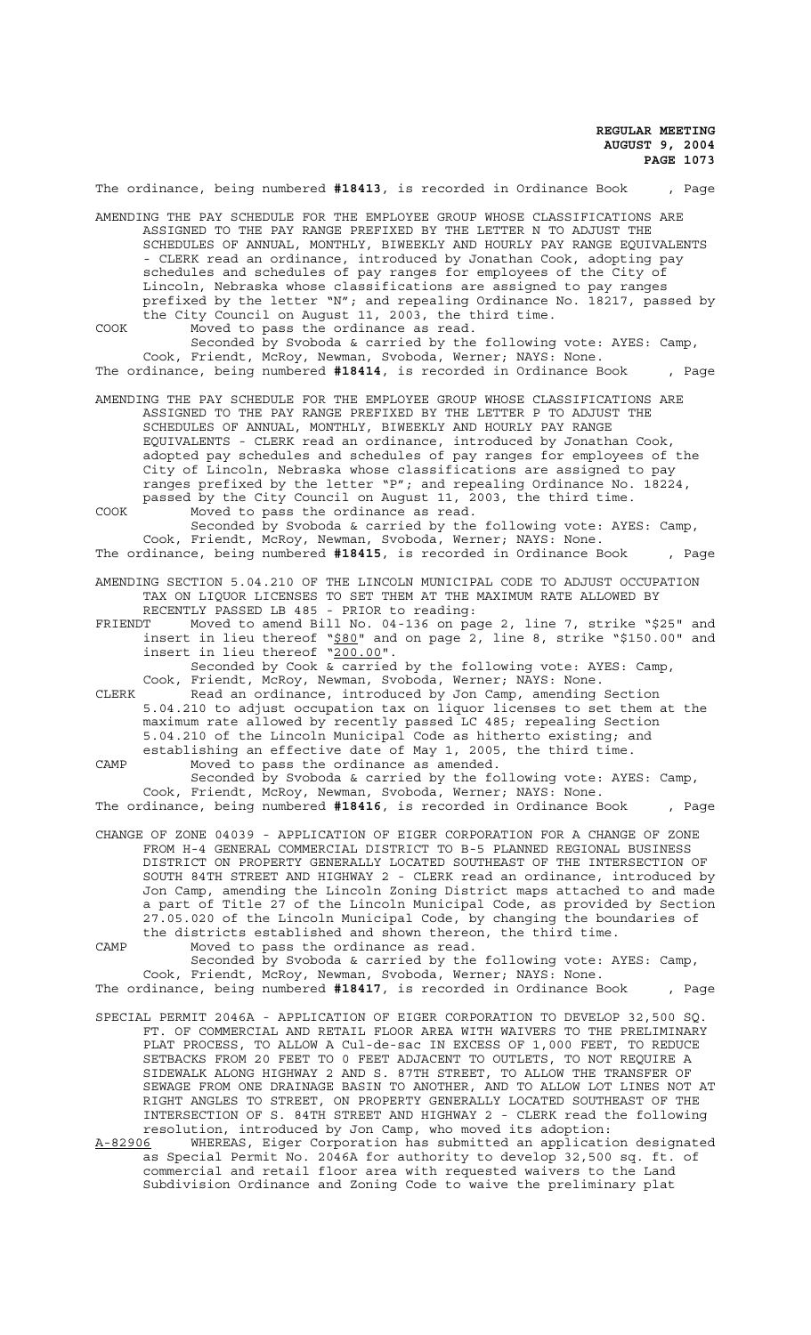The ordinance, being numbered **#18413**, is recorded in Ordinance Book , Page

AMENDING THE PAY SCHEDULE FOR THE EMPLOYEE GROUP WHOSE CLASSIFICATIONS ARE ASSIGNED TO THE PAY RANGE PREFIXED BY THE LETTER N TO ADJUST THE SCHEDULES OF ANNUAL, MONTHLY, BIWEEKLY AND HOURLY PAY RANGE EQUIVALENTS - CLERK read an ordinance, introduced by Jonathan Cook, adopting pay schedules and schedules of pay ranges for employees of the City of Lincoln, Nebraska whose classifications are assigned to pay ranges prefixed by the letter "N"; and repealing Ordinance No. 18217, passed by the City Council on August 11, 2003, the third time.

COOK Moved to pass the ordinance as read.

Seconded by Svoboda & carried by the following vote: AYES: Camp, Cook, Friendt, McRoy, Newman, Svoboda, Werner; NAYS: None.

The ordinance, being numbered **#18414**, is recorded in Ordinance Book , Page

AMENDING THE PAY SCHEDULE FOR THE EMPLOYEE GROUP WHOSE CLASSIFICATIONS ARE ASSIGNED TO THE PAY RANGE PREFIXED BY THE LETTER P TO ADJUST THE SCHEDULES OF ANNUAL, MONTHLY, BIWEEKLY AND HOURLY PAY RANGE EQUIVALENTS - CLERK read an ordinance, introduced by Jonathan Cook, adopted pay schedules and schedules of pay ranges for employees of the City of Lincoln, Nebraska whose classifications are assigned to pay ranges prefixed by the letter "P"; and repealing Ordinance No. 18224, passed by the City Council on August 11, 2003, the third time.

COOK Moved to pass the ordinance as read.

Seconded by Svoboda & carried by the following vote: AYES: Camp, Cook, Friendt, McRoy, Newman, Svoboda, Werner; NAYS: None.

The ordinance, being numbered **#18415**, is recorded in Ordinance Book , Page

AMENDING SECTION 5.04.210 OF THE LINCOLN MUNICIPAL CODE TO ADJUST OCCUPATION TAX ON LIQUOR LICENSES TO SET THEM AT THE MAXIMUM RATE ALLOWED BY RECENTLY PASSED LB 485 - PRIOR to reading:

FRIENDT Moved to amend Bill No. 04-136 on page 2, line 7, strike "$25" and insert in lieu thereof "$80" and on page 2, line 8, strike "$150.00" and insert in lieu thereof "200.00".

Seconded by Cook & carried by the following vote: AYES: Camp, Cook, Friendt, McRoy, Newman, Svoboda, Werner; NAYS: None.

CLERK Read an ordinance, introduced by Jon Camp, amending Section 5.04.210 to adjust occupation tax on liquor licenses to set them at the maximum rate allowed by recently passed LC 485; repealing Section 5.04.210 of the Lincoln Municipal Code as hitherto existing; and establishing an effective date of May 1, 2005, the third time.

CAMP Moved to pass the ordinance as amended.

Seconded by Svoboda & carried by the following vote: AYES: Camp, Cook, Friendt, McRoy, Newman, Svoboda, Werner; NAYS: None.

The ordinance, being numbered **#18416**, is recorded in Ordinance Book , Page

CHANGE OF ZONE 04039 - APPLICATION OF EIGER CORPORATION FOR A CHANGE OF ZONE FROM H-4 GENERAL COMMERCIAL DISTRICT TO B-5 PLANNED REGIONAL BUSINESS DISTRICT ON PROPERTY GENERALLY LOCATED SOUTHEAST OF THE INTERSECTION OF SOUTH 84TH STREET AND HIGHWAY 2 - CLERK read an ordinance, introduced by Jon Camp, amending the Lincoln Zoning District maps attached to and made a part of Title 27 of the Lincoln Municipal Code, as provided by Section 27.05.020 of the Lincoln Municipal Code, by changing the boundaries of the districts established and shown thereon, the third time.

CAMP Moved to pass the ordinance as read.

Seconded by Svoboda & carried by the following vote: AYES: Camp, Cook, Friendt, McRoy, Newman, Svoboda, Werner; NAYS: None.

The ordinance, being numbered **#18417**, is recorded in Ordinance Book , Page

SPECIAL PERMIT 2046A - APPLICATION OF EIGER CORPORATION TO DEVELOP 32,500 SQ. FT. OF COMMERCIAL AND RETAIL FLOOR AREA WITH WAIVERS TO THE PRELIMINARY PLAT PROCESS, TO ALLOW A Cul-de-sac IN EXCESS OF 1,000 FEET, TO REDUCE SETBACKS FROM 20 FEET TO 0 FEET ADJACENT TO OUTLETS, TO NOT REQUIRE A SIDEWALK ALONG HIGHWAY 2 AND S. 87TH STREET, TO ALLOW THE TRANSFER OF SEWAGE FROM ONE DRAINAGE BASIN TO ANOTHER, AND TO ALLOW LOT LINES NOT AT RIGHT ANGLES TO STREET, ON PROPERTY GENERALLY LOCATED SOUTHEAST OF THE INTERSECTION OF S. 84TH STREET AND HIGHWAY 2 - CLERK read the following resolution, introduced by Jon Camp, who moved its adoption:

A-82906 WHEREAS, Eiger Corporation has submitted an application designated as Special Permit No. 2046A for authority to develop 32,500 sq. ft. of commercial and retail floor area with requested waivers to the Land Subdivision Ordinance and Zoning Code to waive the preliminary plat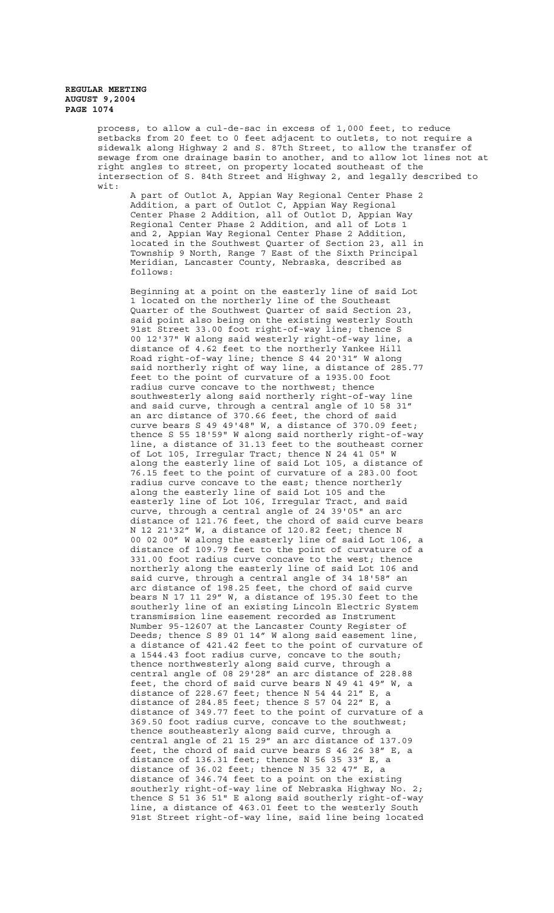process, to allow a cul-de-sac in excess of 1,000 feet, to reduce setbacks from 20 feet to 0 feet adjacent to outlets, to not require a sidewalk along Highway 2 and S. 87th Street, to allow the transfer of sewage from one drainage basin to another, and to allow lot lines not at right angles to street, on property located southeast of the intersection of S. 84th Street and Highway 2, and legally described to wit:

A part of Outlot A, Appian Way Regional Center Phase 2 Addition, a part of Outlot C, Appian Way Regional Center Phase 2 Addition, all of Outlot D, Appian Way Regional Center Phase 2 Addition, and all of Lots 1 and 2, Appian Way Regional Center Phase 2 Addition, located in the Southwest Quarter of Section 23, all in Township 9 North, Range 7 East of the Sixth Principal Meridian, Lancaster County, Nebraska, described as follows:

Beginning at a point on the easterly line of said Lot 1 located on the northerly line of the Southeast Quarter of the Southwest Quarter of said Section 23, said point also being on the existing westerly South 91st Street 33.00 foot right-of-way line; thence S 00 12'37" W along said westerly right-of-way line, a distance of 4.62 feet to the northerly Yankee Hill Road right-of-way line; thence S 44 20'31" W along said northerly right of way line, a distance of 285.77 feet to the point of curvature of a 1935.00 foot radius curve concave to the northwest; thence southwesterly along said northerly right-of-way line and said curve, through a central angle of 10 58 31" an arc distance of 370.66 feet, the chord of said curve bears S 49 49'48" W, a distance of 370.09 feet; thence S 55 18'59" W along said northerly right-of-way line, a distance of 31.13 feet to the southeast corner of Lot 105, Irregular Tract; thence N 24 41 05" W along the easterly line of said Lot 105, a distance of 76.15 feet to the point of curvature of a 283.00 foot radius curve concave to the east; thence northerly along the easterly line of said Lot 105 and the easterly line of Lot 106, Irregular Tract, and said curve, through a central angle of 24 39'05" an arc distance of 121.76 feet, the chord of said curve bears N 12 21'32" W, a distance of 120.82 feet; thence N 00 02 00" W along the easterly line of said Lot 106, a distance of 109.79 feet to the point of curvature of a 331.00 foot radius curve concave to the west; thence northerly along the easterly line of said Lot 106 and said curve, through a central angle of 34 18'58" an arc distance of 198.25 feet, the chord of said curve bears N 17 11 29" W, a distance of 195.30 feet to the southerly line of an existing Lincoln Electric System transmission line easement recorded as Instrument Number 95-12607 at the Lancaster County Register of Deeds; thence S 89 01 14" W along said easement line, a distance of 421.42 feet to the point of curvature of a 1544.43 foot radius curve, concave to the south; thence northwesterly along said curve, through a central angle of 08 29'28" an arc distance of 228.88 feet, the chord of said curve bears N 49 41 49" W, a distance of 228.67 feet; thence N 54 44 21" E, a distance of 284.85 feet; thence S 57 04 22" E, a distance of 349.77 feet to the point of curvature of a 369.50 foot radius curve, concave to the southwest; thence southeasterly along said curve, through a central angle of 21 15 29" an arc distance of 137.09 feet, the chord of said curve bears S 46 26 38" E, a distance of 136.31 feet; thence N 56 35 33" E, a distance of 36.02 feet; thence N 35 32 47" E, a distance of 346.74 feet to a point on the existing southerly right-of-way line of Nebraska Highway No. 2; thence S 51 36 51" E along said southerly right-of-way line, a distance of 463.01 feet to the westerly South 91st Street right-of-way line, said line being located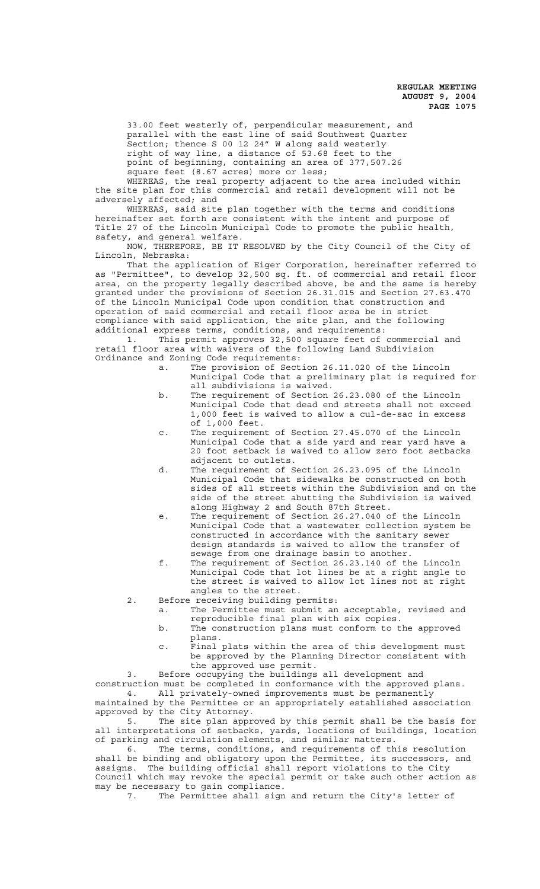33.00 feet westerly of, perpendicular measurement, and parallel with the east line of said Southwest Quarter Section; thence S 00 12 24" W along said westerly right of way line, a distance of 53.68 feet to the point of beginning, containing an area of 377,507.26 square feet (8.67 acres) more or less;

WHEREAS, the real property adjacent to the area included within the site plan for this commercial and retail development will not be adversely affected; and

WHEREAS, said site plan together with the terms and conditions hereinafter set forth are consistent with the intent and purpose of Title 27 of the Lincoln Municipal Code to promote the public health, safety, and general welfare.

NOW, THEREFORE, BE IT RESOLVED by the City Council of the City of Lincoln, Nebraska:

That the application of Eiger Corporation, hereinafter referred to as "Permittee", to develop 32,500 sq. ft. of commercial and retail floor area, on the property legally described above, be and the same is hereby granted under the provisions of Section 26.31.015 and Section 27.63.470 of the Lincoln Municipal Code upon condition that construction and operation of said commercial and retail floor area be in strict compliance with said application, the site plan, and the following additional express terms, conditions, and requirements:

1. This permit approves 32,500 square feet of commercial and retail floor area with waivers of the following Land Subdivision Ordinance and Zoning Code requirements:
   a. The provision of Section 26.11.020 of the Lincoln Municipal Code that a preliminary plat is required for all subdivisions is waived.
   b. The requirement of Section 26.23.080 of the Lincoln Municipal Code that dead end streets shall not exceed 1,000 feet is waived to allow a cul-de-sac in excess of 1,000 feet.
   c. The requirement of Section 27.45.070 of the Lincoln Municipal Code that a side yard and rear yard have a 20 foot setback is waived to allow zero foot setbacks adjacent to outlets.
   d. The requirement of Section 26.23.095 of the Lincoln Municipal Code that sidewalks be constructed on both sides of all streets within the Subdivision and on the side of the street abutting the Subdivision is waived along Highway 2 and South 87th Street.
   e. The requirement of Section 26.27.040 of the Lincoln Municipal Code that a wastewater collection system be constructed in accordance with the sanitary sewer design standards is waived to allow the transfer of sewage from one drainage basin to another.
   f. The requirement of Section 26.23.140 of the Lincoln Municipal Code that lot lines be at a right angle to the street is waived to allow lot lines not at right angles to the street.
2. Before receiving building permits:
   a. The Permittee must submit an acceptable, revised and reproducible final plan with six copies.
   b. The construction plans must conform to the approved plans.
   c. Final plats within the area of this development must be approved by the Planning Director consistent with the approved use permit.
3. Before occupying the buildings all development and construction must be completed in conformance with the approved plans.
4. All privately-owned improvements must be permanently maintained by the Permittee or an appropriately established association approved by the City Attorney.
5. The site plan approved by this permit shall be the basis for all interpretations of setbacks, yards, locations of buildings, location of parking and circulation elements, and similar matters.
6. The terms, conditions, and requirements of this resolution shall be binding and obligatory upon the Permittee, its successors, and assigns. The building official shall report violations to the City Council which may revoke the special permit or take such other action as may be necessary to gain compliance.
7. The Permittee shall sign and return the City's letter of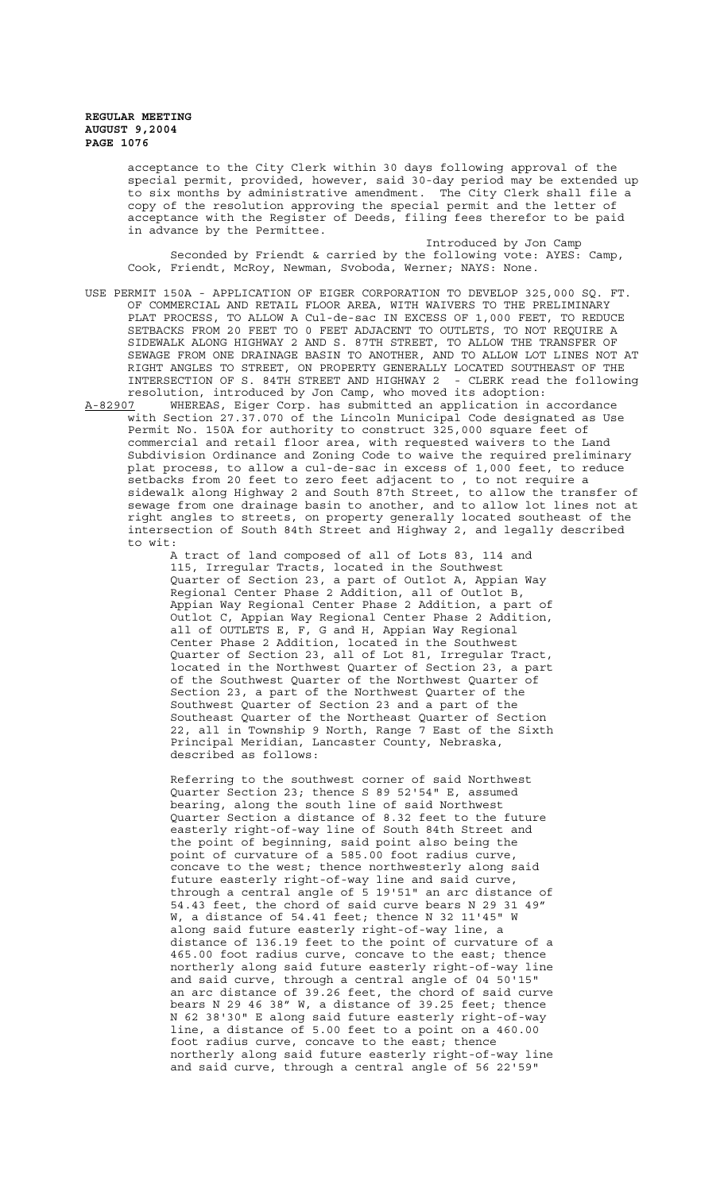acceptance to the City Clerk within 30 days following approval of the special permit, provided, however, said 30-day period may be extended up to six months by administrative amendment. The City Clerk shall file a copy of the resolution approving the special permit and the letter of acceptance with the Register of Deeds, filing fees therefor to be paid in advance by the Permittee.

Introduced by Jon Camp

Seconded by Friendt & carried by the following vote: AYES: Camp, Cook, Friendt, McRoy, Newman, Svoboda, Werner; NAYS: None.

USE PERMIT 150A - APPLICATION OF EIGER CORPORATION TO DEVELOP 325,000 SQ. FT. OF COMMERCIAL AND RETAIL FLOOR AREA, WITH WAIVERS TO THE PRELIMINARY PLAT PROCESS, TO ALLOW A Cul-de-sac IN EXCESS OF 1,000 FEET, TO REDUCE SETBACKS FROM 20 FEET TO 0 FEET ADJACENT TO OUTLETS, TO NOT REQUIRE A SIDEWALK ALONG HIGHWAY 2 AND S. 87TH STREET, TO ALLOW THE TRANSFER OF SEWAGE FROM ONE DRAINAGE BASIN TO ANOTHER, AND TO ALLOW LOT LINES NOT AT RIGHT ANGLES TO STREET, ON PROPERTY GENERALLY LOCATED SOUTHEAST OF THE INTERSECTION OF S. 84TH STREET AND HIGHWAY 2 - CLERK read the following resolution, introduced by Jon Camp, who moved its adoption:

A-82907 WHEREAS, Eiger Corp. has submitted an application in accordance with Section 27.37.070 of the Lincoln Municipal Code designated as Use Permit No. 150A for authority to construct 325,000 square feet of commercial and retail floor area, with requested waivers to the Land Subdivision Ordinance and Zoning Code to waive the required preliminary plat process, to allow a cul-de-sac in excess of 1,000 feet, to reduce setbacks from 20 feet to zero feet adjacent to , to not require a sidewalk along Highway 2 and South 87th Street, to allow the transfer of sewage from one drainage basin to another, and to allow lot lines not at right angles to streets, on property generally located southeast of the intersection of South 84th Street and Highway 2, and legally described to wit:

A tract of land composed of all of Lots 83, 114 and 115, Irregular Tracts, located in the Southwest Quarter of Section 23, a part of Outlot A, Appian Way Regional Center Phase 2 Addition, all of Outlot B, Appian Way Regional Center Phase 2 Addition, a part of Outlot C, Appian Way Regional Center Phase 2 Addition, all of OUTLETS E, F, G and H, Appian Way Regional Center Phase 2 Addition, located in the Southwest Quarter of Section 23, all of Lot 81, Irregular Tract, located in the Northwest Quarter of Section 23, a part of the Southwest Quarter of the Northwest Quarter of Section 23, a part of the Northwest Quarter of the Southwest Quarter of Section 23 and a part of the Southeast Quarter of the Northeast Quarter of Section 22, all in Township 9 North, Range 7 East of the Sixth Principal Meridian, Lancaster County, Nebraska, described as follows:

Referring to the southwest corner of said Northwest Quarter Section 23; thence S 89 52'54" E, assumed bearing, along the south line of said Northwest Quarter Section a distance of 8.32 feet to the future easterly right-of-way line of South 84th Street and the point of beginning, said point also being the point of curvature of a 585.00 foot radius curve, concave to the west; thence northwesterly along said future easterly right-of-way line and said curve, through a central angle of 5 19'51" an arc distance of 54.43 feet, the chord of said curve bears N 29 31 49" W, a distance of 54.41 feet; thence N 32 11'45" W along said future easterly right-of-way line, a distance of 136.19 feet to the point of curvature of a 465.00 foot radius curve, concave to the east; thence northerly along said future easterly right-of-way line and said curve, through a central angle of 04 50'15" an arc distance of 39.26 feet, the chord of said curve bears N 29 46 38" W, a distance of 39.25 feet; thence N 62 38'30" E along said future easterly right-of-way line, a distance of 5.00 feet to a point on a 460.00 foot radius curve, concave to the east; thence northerly along said future easterly right-of-way line and said curve, through a central angle of 56 22'59"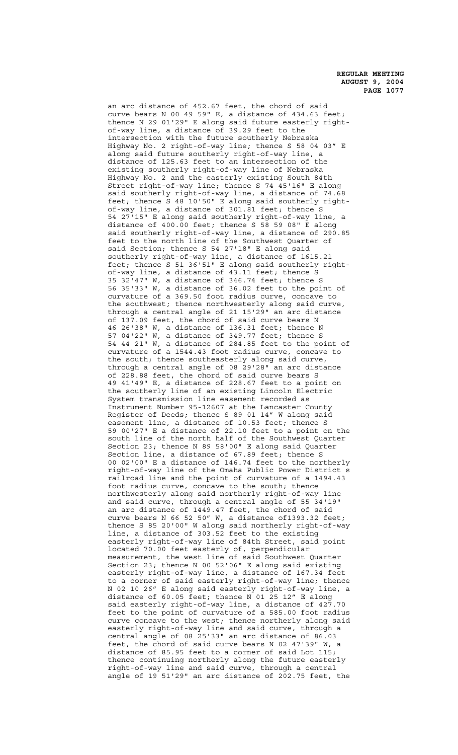an arc distance of 452.67 feet, the chord of said curve bears N 00 49 59" E, a distance of 434.63 feet; thence N 29 01'29" E along said future easterly right-of-way line, a distance of 39.29 feet to the intersection with the future southerly Nebraska Highway No. 2 right-of-way line; thence S 58 04 03" E along said future southerly right-of-way line, a distance of 125.63 feet to an intersection of the existing southerly right-of-way line of Nebraska Highway No. 2 and the easterly existing South 84th Street right-of-way line; thence S 74 45'16" E along said southerly right-of-way line, a distance of 74.68 feet; thence S 48 10'50" E along said southerly right-of-way line, a distance of 301.81 feet; thence S 54 27'15" E along said southerly right-of-way line, a distance of 400.00 feet; thence S 58 59 08" E along said southerly right-of-way line, a distance of 290.85 feet to the north line of the Southwest Quarter of said Section; thence S 54 27'18" E along said southerly right-of-way line, a distance of 1615.21 feet; thence S 51 36'51" E along said southerly right-of-way line, a distance of 43.11 feet; thence S 35 32'47" W, a distance of 346.74 feet; thence S 56 35'33" W, a distance of 36.02 feet to the point of curvature of a 369.50 foot radius curve, concave to the southwest; thence northwesterly along said curve, through a central angle of 21 15'29" an arc distance of 137.09 feet, the chord of said curve bears N 46 26'38" W, a distance of 136.31 feet; thence N 57 04'22" W, a distance of 349.77 feet; thence S 54 44 21" W, a distance of 284.85 feet to the point of curvature of a 1544.43 foot radius curve, concave to the south; thence southeasterly along said curve, through a central angle of 08 29'28" an arc distance of 228.88 feet, the chord of said curve bears S 49 41'49" E, a distance of 228.67 feet to a point on the southerly line of an existing Lincoln Electric System transmission line easement recorded as Instrument Number 95-12607 at the Lancaster County Register of Deeds; thence S 89 01 14" W along said easement line, a distance of 10.53 feet; thence S 59 00'27" E a distance of 22.10 feet to a point on the south line of the north half of the Southwest Quarter Section 23; thence N 89 58'00" E along said Quarter Section line, a distance of 67.89 feet; thence S 00 02'00" E a distance of 146.74 feet to the northerly right-of-way line of the Omaha Public Power District s railroad line and the point of curvature of a 1494.43 foot radius curve, concave to the south; thence northwesterly along said northerly right-of-way line and said curve, through a central angle of 55 34'19" an arc distance of 1449.47 feet, the chord of said curve bears N 66 52 50" W, a distance of1393.32 feet; thence S 85 20'00" W along said northerly right-of-way line, a distance of 303.52 feet to the existing easterly right-of-way line of 84th Street, said point located 70.00 feet easterly of, perpendicular measurement, the west line of said Southwest Quarter Section 23; thence N 00 52'06" E along said existing easterly right-of-way line, a distance of 167.34 feet to a corner of said easterly right-of-way line; thence N 02 10 26" E along said easterly right-of-way line, a distance of 60.05 feet; thence N 01 25 12" E along said easterly right-of-way line, a distance of 427.70 feet to the point of curvature of a 585.00 foot radius curve concave to the west; thence northerly along said easterly right-of-way line and said curve, through a central angle of 08 25'33" an arc distance of 86.03 feet, the chord of said curve bears N 02 47'39" W, a distance of 85.95 feet to a corner of said Lot 115; thence continuing northerly along the future easterly right-of-way line and said curve, through a central angle of 19 51'29" an arc distance of 202.75 feet, the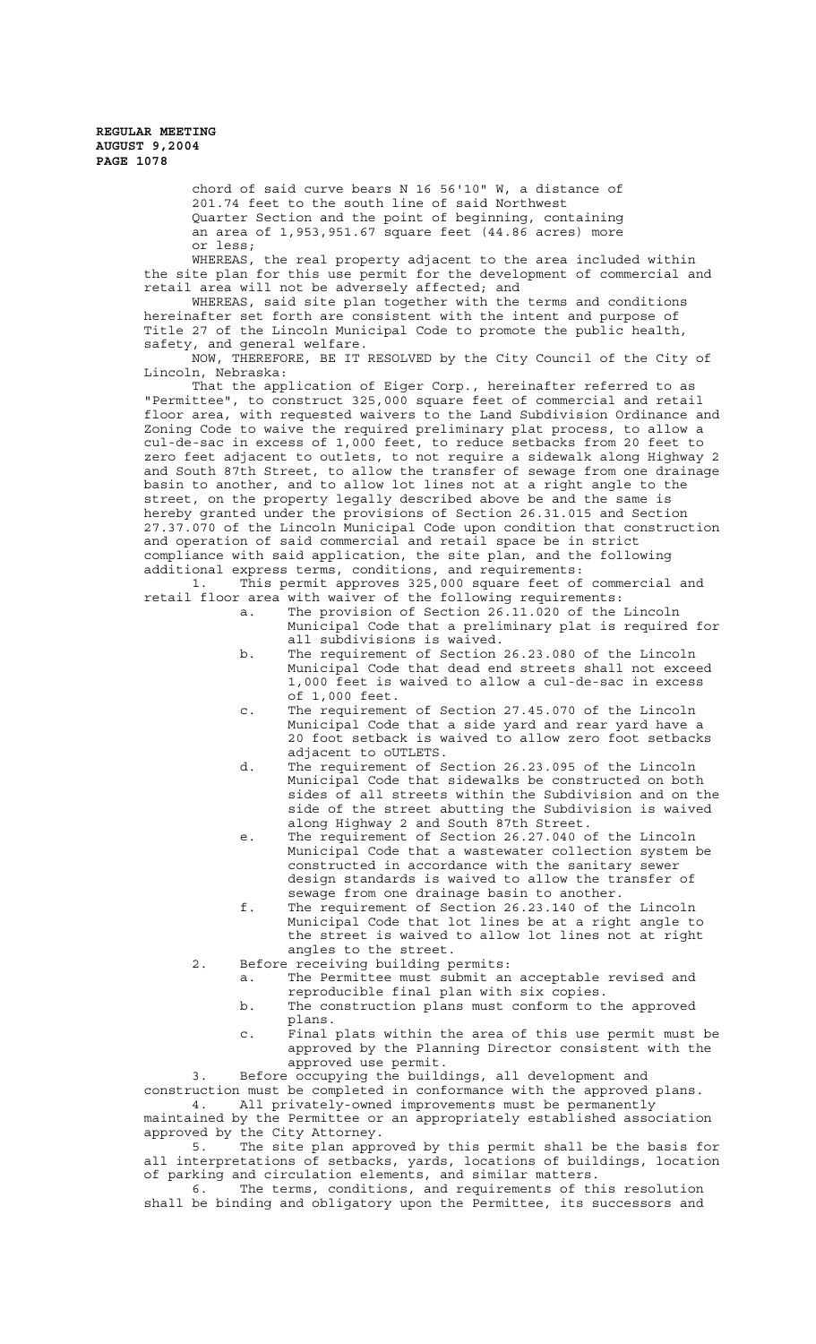chord of said curve bears N 16 56'10" W, a distance of 201.74 feet to the south line of said Northwest Quarter Section and the point of beginning, containing an area of 1,953,951.67 square feet (44.86 acres) more or less;

WHEREAS, the real property adjacent to the area included within the site plan for this use permit for the development of commercial and retail area will not be adversely affected; and

WHEREAS, said site plan together with the terms and conditions hereinafter set forth are consistent with the intent and purpose of Title 27 of the Lincoln Municipal Code to promote the public health, safety, and general welfare.

NOW, THEREFORE, BE IT RESOLVED by the City Council of the City of Lincoln, Nebraska:

That the application of Eiger Corp., hereinafter referred to as "Permittee", to construct 325,000 square feet of commercial and retail floor area, with requested waivers to the Land Subdivision Ordinance and Zoning Code to waive the required preliminary plat process, to allow a cul-de-sac in excess of 1,000 feet, to reduce setbacks from 20 feet to zero feet adjacent to outlets, to not require a sidewalk along Highway 2 and South 87th Street, to allow the transfer of sewage from one drainage basin to another, and to allow lot lines not at a right angle to the street, on the property legally described above be and the same is hereby granted under the provisions of Section 26.31.015 and Section 27.37.070 of the Lincoln Municipal Code upon condition that construction and operation of said commercial and retail space be in strict compliance with said application, the site plan, and the following additional express terms, conditions, and requirements:

1. This permit approves 325,000 square feet of commercial and retail floor area with waiver of the following requirements:
   a. The provision of Section 26.11.020 of the Lincoln Municipal Code that a preliminary plat is required for all subdivisions is waived.
   b. The requirement of Section 26.23.080 of the Lincoln Municipal Code that dead end streets shall not exceed 1,000 feet is waived to allow a cul-de-sac in excess of 1,000 feet.
   c. The requirement of Section 27.45.070 of the Lincoln Municipal Code that a side yard and rear yard have a 20 foot setback is waived to allow zero foot setbacks adjacent to oUTLETS.
   d. The requirement of Section 26.23.095 of the Lincoln Municipal Code that sidewalks be constructed on both sides of all streets within the Subdivision and on the side of the street abutting the Subdivision is waived along Highway 2 and South 87th Street.
   e. The requirement of Section 26.27.040 of the Lincoln Municipal Code that a wastewater collection system be constructed in accordance with the sanitary sewer design standards is waived to allow the transfer of sewage from one drainage basin to another.
   f. The requirement of Section 26.23.140 of the Lincoln Municipal Code that lot lines be at a right angle to the street is waived to allow lot lines not at right angles to the street.
2. Before receiving building permits:
   a. The Permittee must submit an acceptable revised and reproducible final plan with six copies.
   b. The construction plans must conform to the approved plans.
   c. Final plats within the area of this use permit must be approved by the Planning Director consistent with the approved use permit.
3. Before occupying the buildings, all development and construction must be completed in conformance with the approved plans.
4. All privately-owned improvements must be permanently maintained by the Permittee or an appropriately established association approved by the City Attorney.
5. The site plan approved by this permit shall be the basis for all interpretations of setbacks, yards, locations of buildings, location of parking and circulation elements, and similar matters.
6. The terms, conditions, and requirements of this resolution shall be binding and obligatory upon the Permittee, its successors and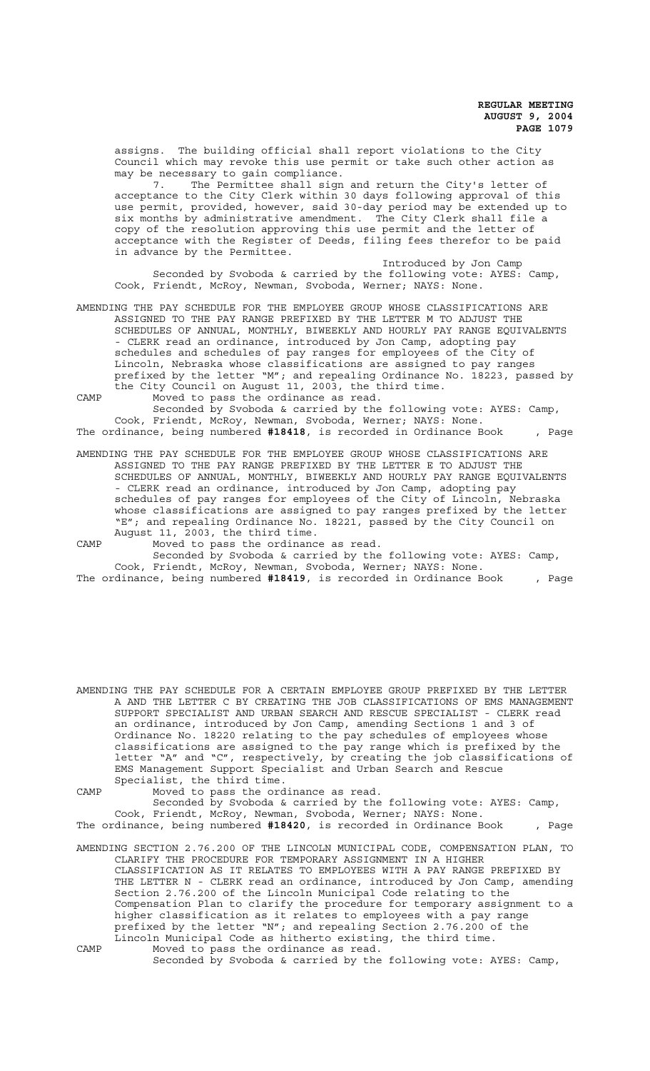assigns. The building official shall report violations to the City Council which may revoke this use permit or take such other action as may be necessary to gain compliance.

7. The Permittee shall sign and return the City's letter of acceptance to the City Clerk within 30 days following approval of this use permit, provided, however, said 30-day period may be extended up to six months by administrative amendment. The City Clerk shall file a copy of the resolution approving this use permit and the letter of acceptance with the Register of Deeds, filing fees therefor to be paid in advance by the Permittee.

Introduced by Jon Camp

Seconded by Svoboda & carried by the following vote: AYES: Camp, Cook, Friendt, McRoy, Newman, Svoboda, Werner; NAYS: None.

AMENDING THE PAY SCHEDULE FOR THE EMPLOYEE GROUP WHOSE CLASSIFICATIONS ARE ASSIGNED TO THE PAY RANGE PREFIXED BY THE LETTER M TO ADJUST THE SCHEDULES OF ANNUAL, MONTHLY, BIWEEKLY AND HOURLY PAY RANGE EQUIVALENTS - CLERK read an ordinance, introduced by Jon Camp, adopting pay schedules and schedules of pay ranges for employees of the City of Lincoln, Nebraska whose classifications are assigned to pay ranges prefixed by the letter "M"; and repealing Ordinance No. 18223, passed by the City Council on August 11, 2003, the third time.

CAMP Moved to pass the ordinance as read.

Seconded by Svoboda & carried by the following vote: AYES: Camp, Cook, Friendt, McRoy, Newman, Svoboda, Werner; NAYS: None.

The ordinance, being numbered **#18418**, is recorded in Ordinance Book , Page

AMENDING THE PAY SCHEDULE FOR THE EMPLOYEE GROUP WHOSE CLASSIFICATIONS ARE ASSIGNED TO THE PAY RANGE PREFIXED BY THE LETTER E TO ADJUST THE SCHEDULES OF ANNUAL, MONTHLY, BIWEEKLY AND HOURLY PAY RANGE EQUIVALENTS - CLERK read an ordinance, introduced by Jon Camp, adopting pay schedules of pay ranges for employees of the City of Lincoln, Nebraska whose classifications are assigned to pay ranges prefixed by the letter "E"; and repealing Ordinance No. 18221, passed by the City Council on August 11, 2003, the third time.

CAMP Moved to pass the ordinance as read.

Seconded by Svoboda & carried by the following vote: AYES: Camp, Cook, Friendt, McRoy, Newman, Svoboda, Werner; NAYS: None.

The ordinance, being numbered **#18419**, is recorded in Ordinance Book , Page

AMENDING THE PAY SCHEDULE FOR A CERTAIN EMPLOYEE GROUP PREFIXED BY THE LETTER A AND THE LETTER C BY CREATING THE JOB CLASSIFICATIONS OF EMS MANAGEMENT SUPPORT SPECIALIST AND URBAN SEARCH AND RESCUE SPECIALIST - CLERK read an ordinance, introduced by Jon Camp, amending Sections 1 and 3 of Ordinance No. 18220 relating to the pay schedules of employees whose classifications are assigned to the pay range which is prefixed by the letter "A" and "C", respectively, by creating the job classifications of EMS Management Support Specialist and Urban Search and Rescue Specialist, the third time.

CAMP Moved to pass the ordinance as read.

Seconded by Svoboda & carried by the following vote: AYES: Camp, Cook, Friendt, McRoy, Newman, Svoboda, Werner; NAYS: None.

The ordinance, being numbered **#18420**, is recorded in Ordinance Book , Page

AMENDING SECTION 2.76.200 OF THE LINCOLN MUNICIPAL CODE, COMPENSATION PLAN, TO CLARIFY THE PROCEDURE FOR TEMPORARY ASSIGNMENT IN A HIGHER CLASSIFICATION AS IT RELATES TO EMPLOYEES WITH A PAY RANGE PREFIXED BY THE LETTER N - CLERK read an ordinance, introduced by Jon Camp, amending Section 2.76.200 of the Lincoln Municipal Code relating to the Compensation Plan to clarify the procedure for temporary assignment to a higher classification as it relates to employees with a pay range prefixed by the letter "N"; and repealing Section 2.76.200 of the Lincoln Municipal Code as hitherto existing, the third time.

CAMP Moved to pass the ordinance as read.

Seconded by Svoboda & carried by the following vote: AYES: Camp,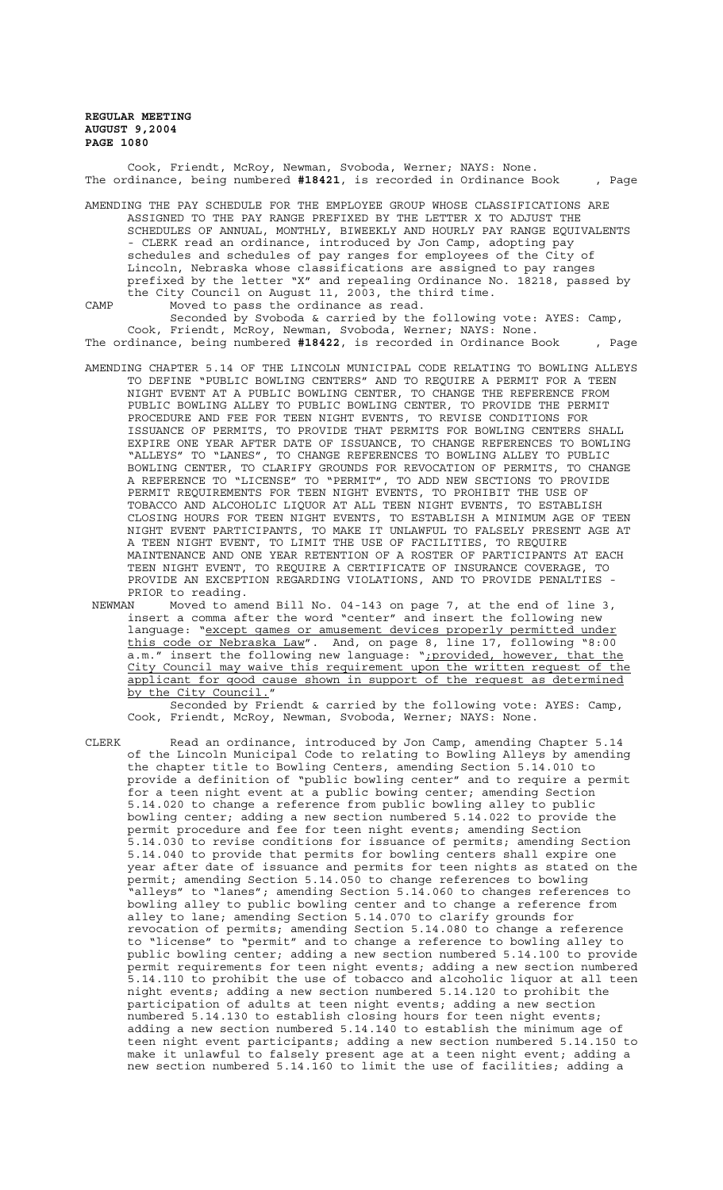Cook, Friendt, McRoy, Newman, Svoboda, Werner; NAYS: None.
The ordinance, being numbered **#18421**, is recorded in Ordinance Book , Page

AMENDING THE PAY SCHEDULE FOR THE EMPLOYEE GROUP WHOSE CLASSIFICATIONS ARE ASSIGNED TO THE PAY RANGE PREFIXED BY THE LETTER X TO ADJUST THE SCHEDULES OF ANNUAL, MONTHLY, BIWEEKLY AND HOURLY PAY RANGE EQUIVALENTS - CLERK read an ordinance, introduced by Jon Camp, adopting pay schedules and schedules of pay ranges for employees of the City of Lincoln, Nebraska whose classifications are assigned to pay ranges prefixed by the letter "X" and repealing Ordinance No. 18218, passed by the City Council on August 11, 2003, the third time.

CAMP Moved to pass the ordinance as read.

Seconded by Svoboda & carried by the following vote: AYES: Camp, Cook, Friendt, McRoy, Newman, Svoboda, Werner; NAYS: None.
The ordinance, being numbered **#18422**, is recorded in Ordinance Book , Page

AMENDING CHAPTER 5.14 OF THE LINCOLN MUNICIPAL CODE RELATING TO BOWLING ALLEYS TO DEFINE "PUBLIC BOWLING CENTERS" AND TO REQUIRE A PERMIT FOR A TEEN NIGHT EVENT AT A PUBLIC BOWLING CENTER, TO CHANGE THE REFERENCE FROM PUBLIC BOWLING ALLEY TO PUBLIC BOWLING CENTER, TO PROVIDE THE PERMIT PROCEDURE AND FEE FOR TEEN NIGHT EVENTS, TO REVISE CONDITIONS FOR ISSUANCE OF PERMITS, TO PROVIDE THAT PERMITS FOR BOWLING CENTERS SHALL EXPIRE ONE YEAR AFTER DATE OF ISSUANCE, TO CHANGE REFERENCES TO BOWLING "ALLEYS" TO "LANES", TO CHANGE REFERENCES TO BOWLING ALLEY TO PUBLIC BOWLING CENTER, TO CLARIFY GROUNDS FOR REVOCATION OF PERMITS, TO CHANGE A REFERENCE TO "LICENSE" TO "PERMIT", TO ADD NEW SECTIONS TO PROVIDE PERMIT REQUIREMENTS FOR TEEN NIGHT EVENTS, TO PROHIBIT THE USE OF TOBACCO AND ALCOHOLIC LIQUOR AT ALL TEEN NIGHT EVENTS, TO ESTABLISH CLOSING HOURS FOR TEEN NIGHT EVENTS, TO ESTABLISH A MINIMUM AGE OF TEEN NIGHT EVENT PARTICIPANTS, TO MAKE IT UNLAWFUL TO FALSELY PRESENT AGE AT A TEEN NIGHT EVENT, TO LIMIT THE USE OF FACILITIES, TO REQUIRE MAINTENANCE AND ONE YEAR RETENTION OF A ROSTER OF PARTICIPANTS AT EACH TEEN NIGHT EVENT, TO REQUIRE A CERTIFICATE OF INSURANCE COVERAGE, TO PROVIDE AN EXCEPTION REGARDING VIOLATIONS, AND TO PROVIDE PENALTIES - PRIOR to reading.

NEWMAN Moved to amend Bill No. 04-143 on page 7, at the end of line 3, insert a comma after the word "center" and insert the following new language: "except games or amusement devices properly permitted under this code or Nebraska Law". And, on page 8, line 17, following "8:00 a.m." insert the following new language: ";provided, however, that the City Council may waive this requirement upon the written request of the applicant for good cause shown in support of the request as determined by the City Council."

Seconded by Friendt & carried by the following vote: AYES: Camp, Cook, Friendt, McRoy, Newman, Svoboda, Werner; NAYS: None.

CLERK Read an ordinance, introduced by Jon Camp, amending Chapter 5.14 of the Lincoln Municipal Code to relating to Bowling Alleys by amending the chapter title to Bowling Centers, amending Section 5.14.010 to provide a definition of "public bowling center" and to require a permit for a teen night event at a public bowing center; amending Section 5.14.020 to change a reference from public bowling alley to public bowling center; adding a new section numbered 5.14.022 to provide the permit procedure and fee for teen night events; amending Section 5.14.030 to revise conditions for issuance of permits; amending Section 5.14.040 to provide that permits for bowling centers shall expire one year after date of issuance and permits for teen nights as stated on the permit; amending Section 5.14.050 to change references to bowling "alleys" to "lanes"; amending Section 5.14.060 to changes references to bowling alley to public bowling center and to change a reference from alley to lane; amending Section 5.14.070 to clarify grounds for revocation of permits; amending Section 5.14.080 to change a reference to "license" to "permit" and to change a reference to bowling alley to public bowling center; adding a new section numbered 5.14.100 to provide permit requirements for teen night events; adding a new section numbered 5.14.110 to prohibit the use of tobacco and alcoholic liquor at all teen night events; adding a new section numbered 5.14.120 to prohibit the participation of adults at teen night events; adding a new section numbered 5.14.130 to establish closing hours for teen night events; adding a new section numbered 5.14.140 to establish the minimum age of teen night event participants; adding a new section numbered 5.14.150 to make it unlawful to falsely present age at a teen night event; adding a new section numbered 5.14.160 to limit the use of facilities; adding a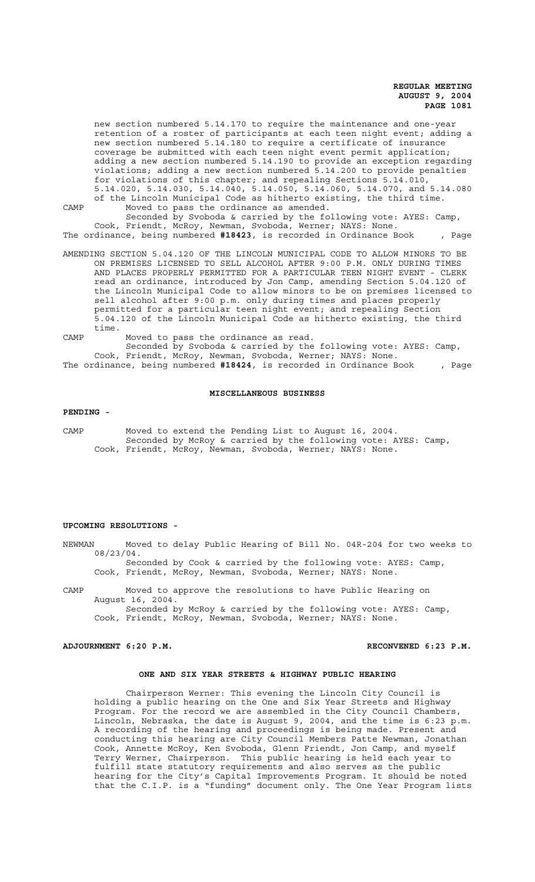new section numbered 5.14.170 to require the maintenance and one-year retention of a roster of participants at each teen night event; adding a new section numbered 5.14.180 to require a certificate of insurance coverage be submitted with each teen night event permit application; adding a new section numbered 5.14.190 to provide an exception regarding violations; adding a new section numbered 5.14.200 to provide penalties for violations of this chapter; and repealing Sections 5.14.010, 5.14.020, 5.14.030, 5.14.040, 5.14.050, 5.14.060, 5.14.070, and 5.14.080 of the Lincoln Municipal Code as hitherto existing, the third time.

CAMP Moved to pass the ordinance as amended.
Seconded by Svoboda & carried by the following vote: AYES: Camp, Cook, Friendt, McRoy, Newman, Svoboda, Werner; NAYS: None.

The ordinance, being numbered **#18423**, is recorded in Ordinance Book , Page

AMENDING SECTION 5.04.120 OF THE LINCOLN MUNICIPAL CODE TO ALLOW MINORS TO BE ON PREMISES LICENSED TO SELL ALCOHOL AFTER 9:00 P.M. ONLY DURING TIMES AND PLACES PROPERLY PERMITTED FOR A PARTICULAR TEEN NIGHT EVENT - CLERK read an ordinance, introduced by Jon Camp, amending Section 5.04.120 of the Lincoln Municipal Code to allow minors to be on premises licensed to sell alcohol after 9:00 p.m. only during times and places properly permitted for a particular teen night event; and repealing Section 5.04.120 of the Lincoln Municipal Code as hitherto existing, the third time.

CAMP Moved to pass the ordinance as read.
Seconded by Svoboda & carried by the following vote: AYES: Camp, Cook, Friendt, McRoy, Newman, Svoboda, Werner; NAYS: None.

The ordinance, being numbered **#18424**, is recorded in Ordinance Book , Page

## MISCELLANEOUS BUSINESS

**PENDING -**

CAMP Moved to extend the Pending List to August 16, 2004.
Seconded by McRoy & carried by the following vote: AYES: Camp, Cook, Friendt, McRoy, Newman, Svoboda, Werner; NAYS: None.

**UPCOMING RESOLUTIONS -**

NEWMAN Moved to delay Public Hearing of Bill No. 04R-204 for two weeks to 08/23/04.
Seconded by Cook & carried by the following vote: AYES: Camp, Cook, Friendt, McRoy, Newman, Svoboda, Werner; NAYS: None.

CAMP Moved to approve the resolutions to have Public Hearing on August 16, 2004.
Seconded by McRoy & carried by the following vote: AYES: Camp, Cook, Friendt, McRoy, Newman, Svoboda, Werner; NAYS: None.

**ADJOURNMENT 6:20 P.M.** **RECONVENED 6:23 P.M.**

## ONE AND SIX YEAR STREETS & HIGHWAY PUBLIC HEARING

Chairperson Werner: This evening the Lincoln City Council is holding a public hearing on the One and Six Year Streets and Highway Program. For the record we are assembled in the City Council Chambers, Lincoln, Nebraska, the date is August 9, 2004, and the time is 6:23 p.m. A recording of the hearing and proceedings is being made. Present and conducting this hearing are City Council Members Patte Newman, Jonathan Cook, Annette McRoy, Ken Svoboda, Glenn Friendt, Jon Camp, and myself Terry Werner, Chairperson. This public hearing is held each year to fulfill state statutory requirements and also serves as the public hearing for the City's Capital Improvements Program. It should be noted that the C.I.P. is a "funding" document only. The One Year Program lists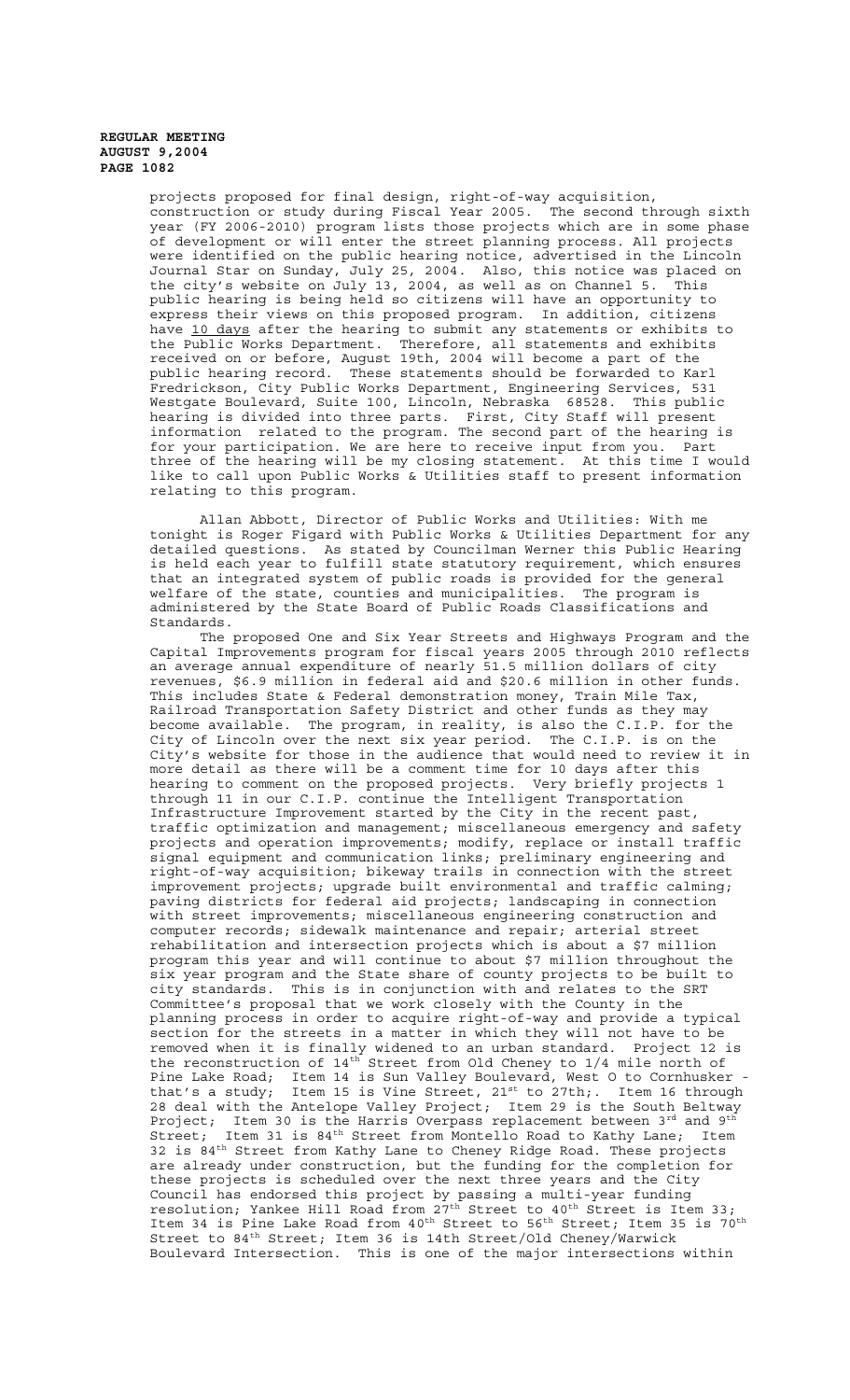projects proposed for final design, right-of-way acquisition, construction or study during Fiscal Year 2005. The second through sixth year (FY 2006-2010) program lists those projects which are in some phase of development or will enter the street planning process. All projects were identified on the public hearing notice, advertised in the Lincoln Journal Star on Sunday, July 25, 2004. Also, this notice was placed on the city's website on July 13, 2004, as well as on Channel 5. This public hearing is being held so citizens will have an opportunity to express their views on this proposed program. In addition, citizens have 10 days after the hearing to submit any statements or exhibits to the Public Works Department. Therefore, all statements and exhibits received on or before, August 19th, 2004 will become a part of the public hearing record. These statements should be forwarded to Karl Fredrickson, City Public Works Department, Engineering Services, 531 Westgate Boulevard, Suite 100, Lincoln, Nebraska 68528. This public hearing is divided into three parts. First, City Staff will present information related to the program. The second part of the hearing is for your participation. We are here to receive input from you. Part three of the hearing will be my closing statement. At this time I would like to call upon Public Works & Utilities staff to present information relating to this program.

Allan Abbott, Director of Public Works and Utilities: With me tonight is Roger Figard with Public Works & Utilities Department for any detailed questions. As stated by Councilman Werner this Public Hearing is held each year to fulfill state statutory requirement, which ensures that an integrated system of public roads is provided for the general welfare of the state, counties and municipalities. The program is administered by the State Board of Public Roads Classifications and Standards.

The proposed One and Six Year Streets and Highways Program and the Capital Improvements program for fiscal years 2005 through 2010 reflects an average annual expenditure of nearly 51.5 million dollars of city revenues, $6.9 million in federal aid and $20.6 million in other funds. This includes State & Federal demonstration money, Train Mile Tax, Railroad Transportation Safety District and other funds as they may become available. The program, in reality, is also the C.I.P. for the City of Lincoln over the next six year period. The C.I.P. is on the City's website for those in the audience that would need to review it in more detail as there will be a comment time for 10 days after this hearing to comment on the proposed projects. Very briefly projects 1 through 11 in our C.I.P. continue the Intelligent Transportation Infrastructure Improvement started by the City in the recent past, traffic optimization and management; miscellaneous emergency and safety projects and operation improvements; modify, replace or install traffic signal equipment and communication links; preliminary engineering and right-of-way acquisition; bikeway trails in connection with the street improvement projects; upgrade built environmental and traffic calming; paving districts for federal aid projects; landscaping in connection with street improvements; miscellaneous engineering construction and computer records; sidewalk maintenance and repair; arterial street rehabilitation and intersection projects which is about a $7 million program this year and will continue to about $7 million throughout the six year program and the State share of county projects to be built to city standards. This is in conjunction with and relates to the SRT Committee's proposal that we work closely with the County in the planning process in order to acquire right-of-way and provide a typical section for the streets in a matter in which they will not have to be removed when it is finally widened to an urban standard. Project 12 is the reconstruction of 14th Street from Old Cheney to 1/4 mile north of Pine Lake Road; Item 14 is Sun Valley Boulevard, West O to Cornhusker - that's a study; Item 15 is Vine Street, 21st to 27th;. Item 16 through 28 deal with the Antelope Valley Project; Item 29 is the South Beltway Project; Item 30 is the Harris Overpass replacement between 3rd and 9th Street; Item 31 is 84th Street from Montello Road to Kathy Lane; Item 32 is 84th Street from Kathy Lane to Cheney Ridge Road. These projects are already under construction, but the funding for the completion for these projects is scheduled over the next three years and the City Council has endorsed this project by passing a multi-year funding resolution; Yankee Hill Road from 27th Street to 40th Street is Item 33; Item 34 is Pine Lake Road from 40th Street to 56th Street; Item 35 is 70th Street to 84th Street; Item 36 is 14th Street/Old Cheney/Warwick Boulevard Intersection. This is one of the major intersections within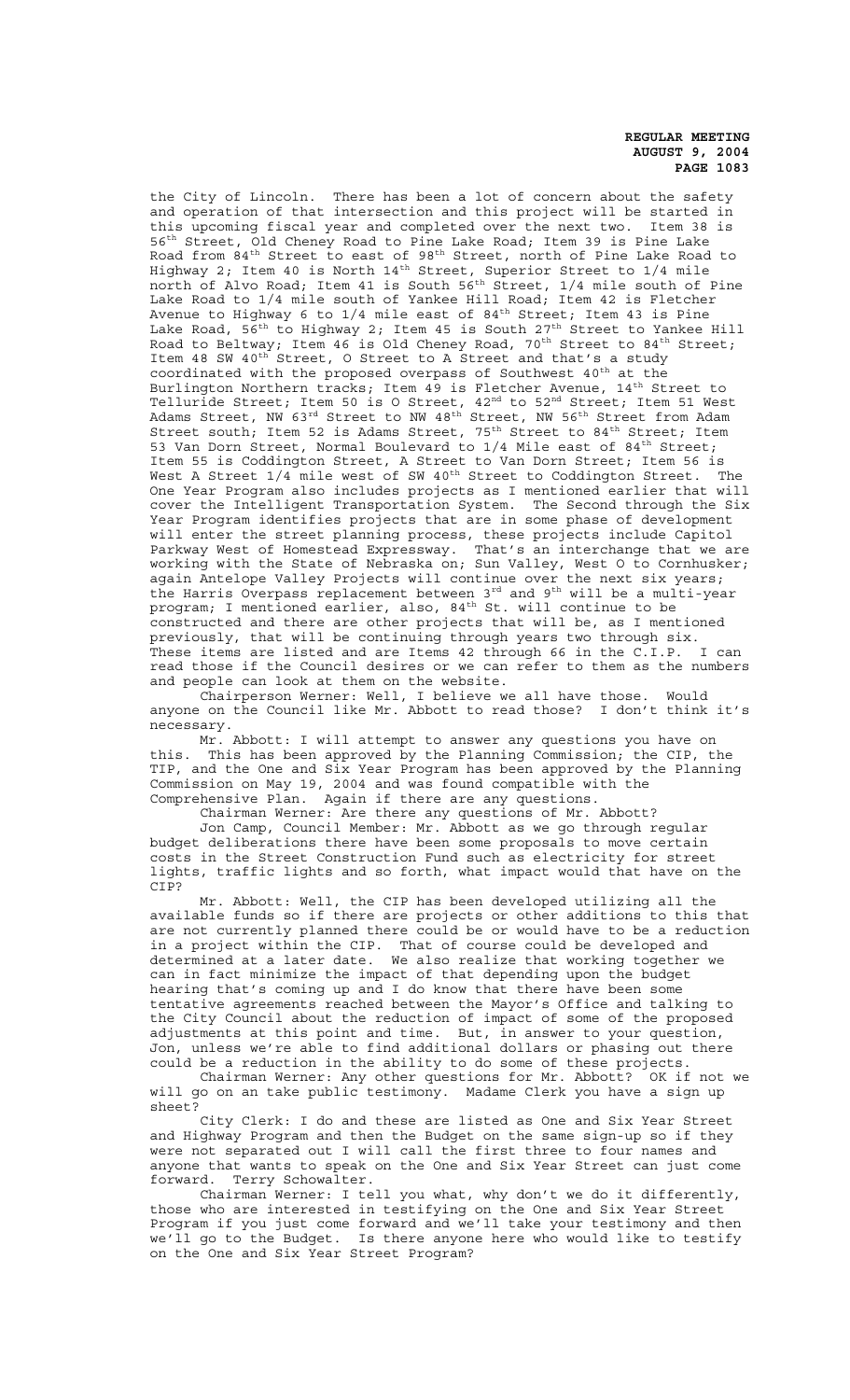the City of Lincoln. There has been a lot of concern about the safety and operation of that intersection and this project will be started in this upcoming fiscal year and completed over the next two. Item 38 is 56th Street, Old Cheney Road to Pine Lake Road; Item 39 is Pine Lake Road from 84th Street to east of 98th Street, north of Pine Lake Road to Highway 2; Item 40 is North 14th Street, Superior Street to 1/4 mile north of Alvo Road; Item 41 is South 56th Street, 1/4 mile south of Pine Lake Road to 1/4 mile south of Yankee Hill Road; Item 42 is Fletcher Avenue to Highway 6 to 1/4 mile east of 84th Street; Item 43 is Pine Lake Road, 56th to Highway 2; Item 45 is South 27th Street to Yankee Hill Road to Beltway; Item 46 is Old Cheney Road, 70th Street to 84th Street; Item 48 SW 40th Street, O Street to A Street and that's a study coordinated with the proposed overpass of Southwest 40th at the Burlington Northern tracks; Item 49 is Fletcher Avenue, 14th Street to Telluride Street; Item 50 is O Street, 42nd to 52nd Street; Item 51 West Adams Street, NW 63rd Street to NW 48th Street, NW 56th Street from Adam Street south; Item 52 is Adams Street, 75th Street to 84th Street; Item 53 Van Dorn Street, Normal Boulevard to 1/4 Mile east of 84th Street; Item 55 is Coddington Street, A Street to Van Dorn Street; Item 56 is West A Street 1/4 mile west of SW 40th Street to Coddington Street. The One Year Program also includes projects as I mentioned earlier that will cover the Intelligent Transportation System. The Second through the Six Year Program identifies projects that are in some phase of development will enter the street planning process, these projects include Capitol Parkway West of Homestead Expressway. That's an interchange that we are working with the State of Nebraska on; Sun Valley, West O to Cornhusker; again Antelope Valley Projects will continue over the next six years; the Harris Overpass replacement between 3rd and 9th will be a multi-year program; I mentioned earlier, also, 84th St. will continue to be constructed and there are other projects that will be, as I mentioned previously, that will be continuing through years two through six. These items are listed and are Items 42 through 66 in the C.I.P. I can read those if the Council desires or we can refer to them as the numbers and people can look at them on the website.

Chairperson Werner: Well, I believe we all have those. Would anyone on the Council like Mr. Abbott to read those? I don't think it's necessary.

Mr. Abbott: I will attempt to answer any questions you have on this. This has been approved by the Planning Commission; the CIP, the TIP, and the One and Six Year Program has been approved by the Planning Commission on May 19, 2004 and was found compatible with the Comprehensive Plan. Again if there are any questions.

Chairman Werner: Are there any questions of Mr. Abbott?

Jon Camp, Council Member: Mr. Abbott as we go through regular budget deliberations there have been some proposals to move certain costs in the Street Construction Fund such as electricity for street lights, traffic lights and so forth, what impact would that have on the CIP?

Mr. Abbott: Well, the CIP has been developed utilizing all the available funds so if there are projects or other additions to this that are not currently planned there could be or would have to be a reduction in a project within the CIP. That of course could be developed and determined at a later date. We also realize that working together we can in fact minimize the impact of that depending upon the budget hearing that's coming up and I do know that there have been some tentative agreements reached between the Mayor's Office and talking to the City Council about the reduction of impact of some of the proposed adjustments at this point and time. But, in answer to your question, Jon, unless we're able to find additional dollars or phasing out there could be a reduction in the ability to do some of these projects.

Chairman Werner: Any other questions for Mr. Abbott? OK if not we will go on an take public testimony. Madame Clerk you have a sign up sheet?

City Clerk: I do and these are listed as One and Six Year Street and Highway Program and then the Budget on the same sign-up so if they were not separated out I will call the first three to four names and anyone that wants to speak on the One and Six Year Street can just come forward. Terry Schowalter.

Chairman Werner: I tell you what, why don't we do it differently, those who are interested in testifying on the One and Six Year Street Program if you just come forward and we'll take your testimony and then we'll go to the Budget. Is there anyone here who would like to testify on the One and Six Year Street Program?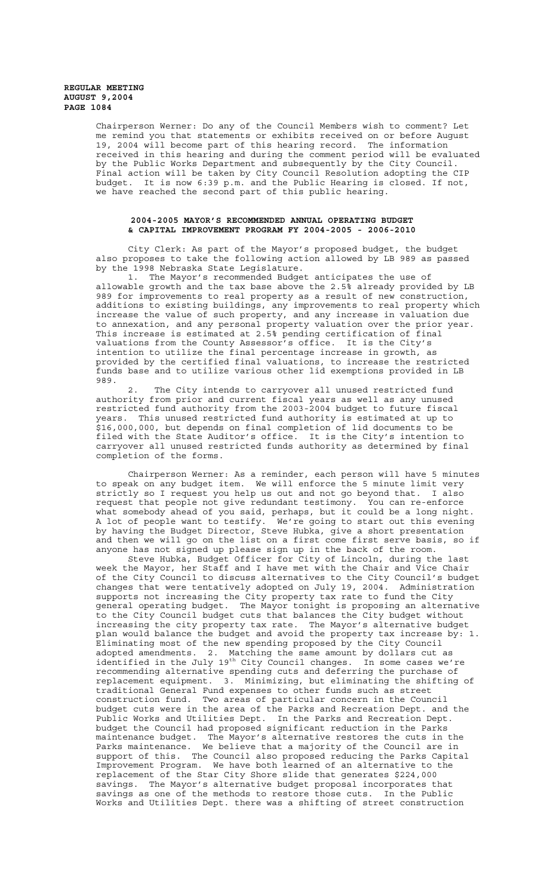Chairperson Werner: Do any of the Council Members wish to comment? Let me remind you that statements or exhibits received on or before August 19, 2004 will become part of this hearing record. The information received in this hearing and during the comment period will be evaluated by the Public Works Department and subsequently by the City Council. Final action will be taken by City Council Resolution adopting the CIP budget. It is now 6:39 p.m. and the Public Hearing is closed. If not, we have reached the second part of this public hearing.

## 2004-2005 MAYOR'S RECOMMENDED ANNUAL OPERATING BUDGET & CAPITAL IMPROVEMENT PROGRAM FY 2004-2005 - 2006-2010

City Clerk: As part of the Mayor's proposed budget, the budget also proposes to take the following action allowed by LB 989 as passed by the 1998 Nebraska State Legislature.

1. The Mayor's recommended Budget anticipates the use of allowable growth and the tax base above the 2.5% already provided by LB 989 for improvements to real property as a result of new construction, additions to existing buildings, any improvements to real property which increase the value of such property, and any increase in valuation due to annexation, and any personal property valuation over the prior year. This increase is estimated at 2.5% pending certification of final valuations from the County Assessor's office. It is the City's intention to utilize the final percentage increase in growth, as provided by the certified final valuations, to increase the restricted funds base and to utilize various other lid exemptions provided in LB 989.

2. The City intends to carryover all unused restricted fund authority from prior and current fiscal years as well as any unused restricted fund authority from the 2003-2004 budget to future fiscal years. This unused restricted fund authority is estimated at up to $16,000,000, but depends on final completion of lid documents to be filed with the State Auditor's office. It is the City's intention to carryover all unused restricted funds authority as determined by final completion of the forms.

Chairperson Werner: As a reminder, each person will have 5 minutes to speak on any budget item. We will enforce the 5 minute limit very strictly so I request you help us out and not go beyond that. I also request that people not give redundant testimony. You can re-enforce what somebody ahead of you said, perhaps, but it could be a long night. A lot of people want to testify. We're going to start out this evening by having the Budget Director, Steve Hubka, give a short presentation and then we will go on the list on a first come first serve basis, so if anyone has not signed up please sign up in the back of the room.

Steve Hubka, Budget Officer for City of Lincoln, during the last week the Mayor, her Staff and I have met with the Chair and Vice Chair of the City Council to discuss alternatives to the City Council's budget changes that were tentatively adopted on July 19, 2004. Administration supports not increasing the City property tax rate to fund the City general operating budget. The Mayor tonight is proposing an alternative to the City Council budget cuts that balances the City budget without increasing the city property tax rate. The Mayor's alternative budget plan would balance the budget and avoid the property tax increase by: 1. Eliminating most of the new spending proposed by the City Council adopted amendments. 2. Matching the same amount by dollars cut as identified in the July 19th City Council changes. In some cases we're recommending alternative spending cuts and deferring the purchase of replacement equipment. 3. Minimizing, but eliminating the shifting of traditional General Fund expenses to other funds such as street construction fund. Two areas of particular concern in the Council budget cuts were in the area of the Parks and Recreation Dept. and the Public Works and Utilities Dept. In the Parks and Recreation Dept. budget the Council had proposed significant reduction in the Parks maintenance budget. The Mayor's alternative restores the cuts in the Parks maintenance. We believe that a majority of the Council are in support of this. The Council also proposed reducing the Parks Capital Improvement Program. We have both learned of an alternative to the replacement of the Star City Shore slide that generates $224,000 savings. The Mayor's alternative budget proposal incorporates that savings as one of the methods to restore those cuts. In the Public Works and Utilities Dept. there was a shifting of street construction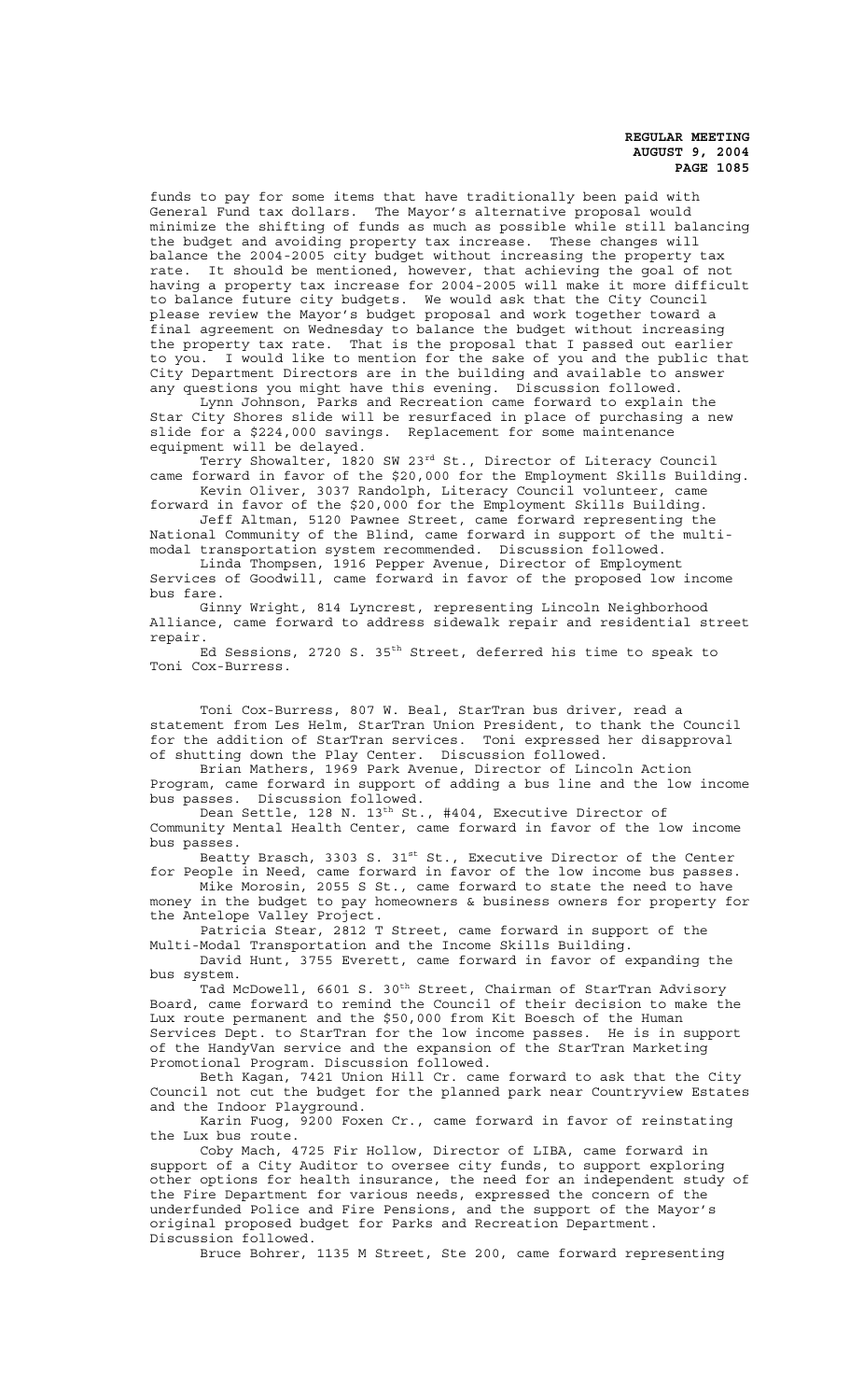funds to pay for some items that have traditionally been paid with General Fund tax dollars. The Mayor's alternative proposal would minimize the shifting of funds as much as possible while still balancing the budget and avoiding property tax increase. These changes will balance the 2004-2005 city budget without increasing the property tax rate. It should be mentioned, however, that achieving the goal of not having a property tax increase for 2004-2005 will make it more difficult to balance future city budgets. We would ask that the City Council please review the Mayor's budget proposal and work together toward a final agreement on Wednesday to balance the budget without increasing the property tax rate. That is the proposal that I passed out earlier to you. I would like to mention for the sake of you and the public that City Department Directors are in the building and available to answer any questions you might have this evening. Discussion followed.

Lynn Johnson, Parks and Recreation came forward to explain the Star City Shores slide will be resurfaced in place of purchasing a new slide for a $224,000 savings. Replacement for some maintenance equipment will be delayed.

Terry Showalter, 1820 SW 23rd St., Director of Literacy Council came forward in favor of the $20,000 for the Employment Skills Building.

Kevin Oliver, 3037 Randolph, Literacy Council volunteer, came forward in favor of the $20,000 for the Employment Skills Building.

Jeff Altman, 5120 Pawnee Street, came forward representing the National Community of the Blind, came forward in support of the multi-modal transportation system recommended. Discussion followed.

Linda Thompsen, 1916 Pepper Avenue, Director of Employment Services of Goodwill, came forward in favor of the proposed low income bus fare.

Ginny Wright, 814 Lyncrest, representing Lincoln Neighborhood Alliance, came forward to address sidewalk repair and residential street repair.

Ed Sessions, 2720 S. 35th Street, deferred his time to speak to Toni Cox-Burress.

Toni Cox-Burress, 807 W. Beal, StarTran bus driver, read a statement from Les Helm, StarTran Union President, to thank the Council for the addition of StarTran services. Toni expressed her disapproval of shutting down the Play Center. Discussion followed.

Brian Mathers, 1969 Park Avenue, Director of Lincoln Action Program, came forward in support of adding a bus line and the low income bus passes. Discussion followed.

Dean Settle, 128 N. 13th St., #404, Executive Director of Community Mental Health Center, came forward in favor of the low income bus passes.

Beatty Brasch, 3303 S. 31st St., Executive Director of the Center for People in Need, came forward in favor of the low income bus passes.

Mike Morosin, 2055 S St., came forward to state the need to have money in the budget to pay homeowners & business owners for property for the Antelope Valley Project.

Patricia Stear, 2812 T Street, came forward in support of the Multi-Modal Transportation and the Income Skills Building.

David Hunt, 3755 Everett, came forward in favor of expanding the bus system.

Tad McDowell, 6601 S. 30th Street, Chairman of StarTran Advisory Board, came forward to remind the Council of their decision to make the Lux route permanent and the $50,000 from Kit Boesch of the Human Services Dept. to StarTran for the low income passes. He is in support of the HandyVan service and the expansion of the StarTran Marketing Promotional Program. Discussion followed.

Beth Kagan, 7421 Union Hill Cr. came forward to ask that the City Council not cut the budget for the planned park near Countryview Estates and the Indoor Playground.

Karin Fuog, 9200 Foxen Cr., came forward in favor of reinstating the Lux bus route.

Coby Mach, 4725 Fir Hollow, Director of LIBA, came forward in support of a City Auditor to oversee city funds, to support exploring other options for health insurance, the need for an independent study of the Fire Department for various needs, expressed the concern of the underfunded Police and Fire Pensions, and the support of the Mayor's original proposed budget for Parks and Recreation Department. Discussion followed.

Bruce Bohrer, 1135 M Street, Ste 200, came forward representing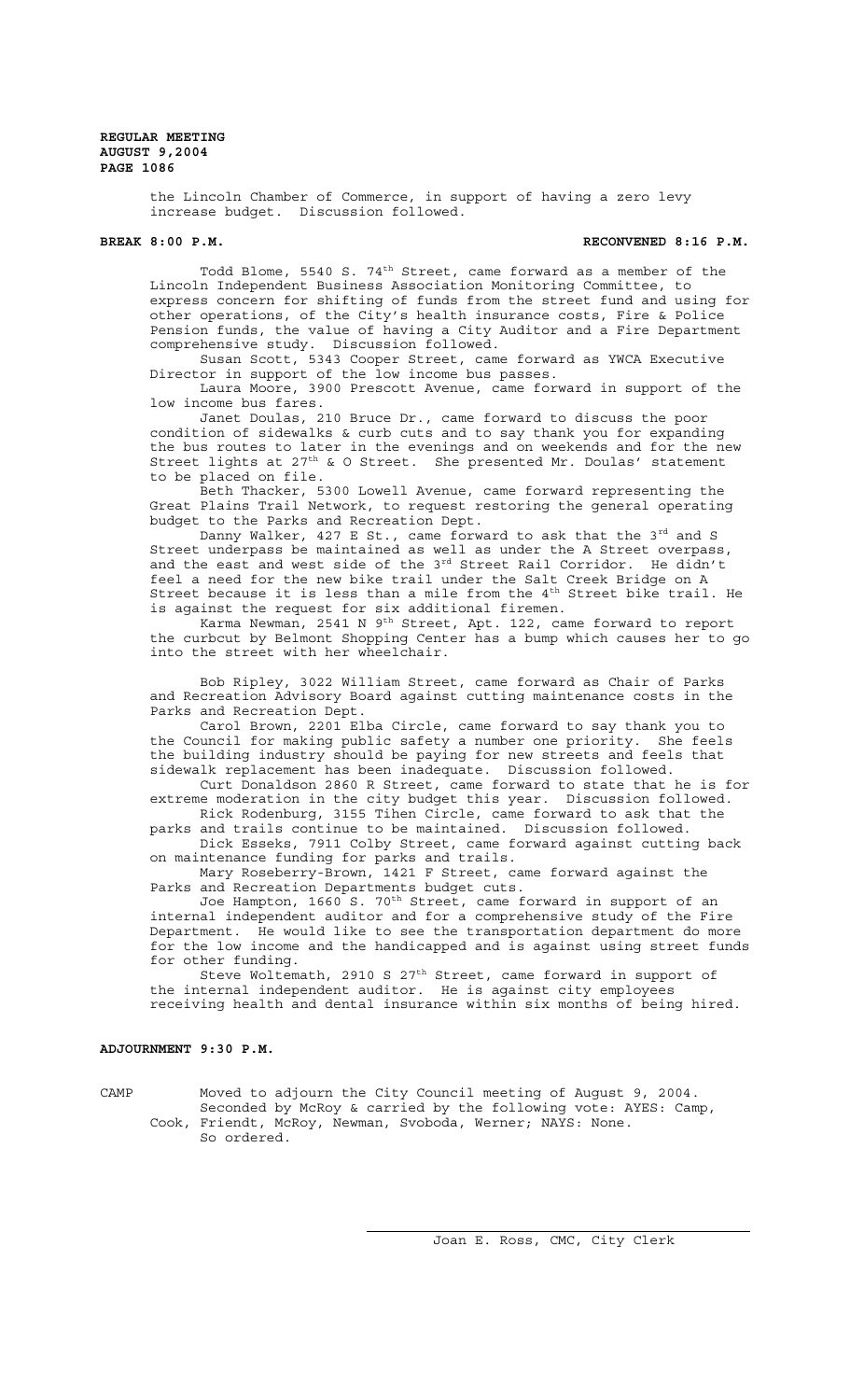the Lincoln Chamber of Commerce, in support of having a zero levy increase budget. Discussion followed.

**BREAK 8:00 P.M.** **RECONVENED 8:16 P.M.**

Todd Blome, 5540 S. 74th Street, came forward as a member of the Lincoln Independent Business Association Monitoring Committee, to express concern for shifting of funds from the street fund and using for other operations, of the City's health insurance costs, Fire & Police Pension funds, the value of having a City Auditor and a Fire Department comprehensive study. Discussion followed.

Susan Scott, 5343 Cooper Street, came forward as YWCA Executive Director in support of the low income bus passes.

Laura Moore, 3900 Prescott Avenue, came forward in support of the low income bus fares.

Janet Doulas, 210 Bruce Dr., came forward to discuss the poor condition of sidewalks & curb cuts and to say thank you for expanding the bus routes to later in the evenings and on weekends and for the new Street lights at 27th & O Street. She presented Mr. Doulas' statement to be placed on file.

Beth Thacker, 5300 Lowell Avenue, came forward representing the Great Plains Trail Network, to request restoring the general operating budget to the Parks and Recreation Dept.

Danny Walker, 427 E St., came forward to ask that the 3rd and S Street underpass be maintained as well as under the A Street overpass, and the east and west side of the 3rd Street Rail Corridor. He didn't feel a need for the new bike trail under the Salt Creek Bridge on A Street because it is less than a mile from the 4th Street bike trail. He is against the request for six additional firemen.

Karma Newman, 2541 N 9th Street, Apt. 122, came forward to report the curbcut by Belmont Shopping Center has a bump which causes her to go into the street with her wheelchair.

Bob Ripley, 3022 William Street, came forward as Chair of Parks and Recreation Advisory Board against cutting maintenance costs in the Parks and Recreation Dept.

Carol Brown, 2201 Elba Circle, came forward to say thank you to the Council for making public safety a number one priority. She feels the building industry should be paying for new streets and feels that sidewalk replacement has been inadequate. Discussion followed.

Curt Donaldson 2860 R Street, came forward to state that he is for extreme moderation in the city budget this year. Discussion followed.

Rick Rodenburg, 3155 Tihen Circle, came forward to ask that the parks and trails continue to be maintained. Discussion followed.

Dick Esseks, 7911 Colby Street, came forward against cutting back on maintenance funding for parks and trails.

Mary Roseberry-Brown, 1421 F Street, came forward against the Parks and Recreation Departments budget cuts.

Joe Hampton, 1660 S. 70th Street, came forward in support of an internal independent auditor and for a comprehensive study of the Fire Department. He would like to see the transportation department do more for the low income and the handicapped and is against using street funds for other funding.

Steve Woltemath, 2910 S 27th Street, came forward in support of the internal independent auditor. He is against city employees receiving health and dental insurance within six months of being hired.

**ADJOURNMENT 9:30 P.M.**

CAMP Moved to adjourn the City Council meeting of August 9, 2004. Seconded by McRoy & carried by the following vote: AYES: Camp, Cook, Friendt, McRoy, Newman, Svoboda, Werner; NAYS: None. So ordered.

Joan E. Ross, CMC, City Clerk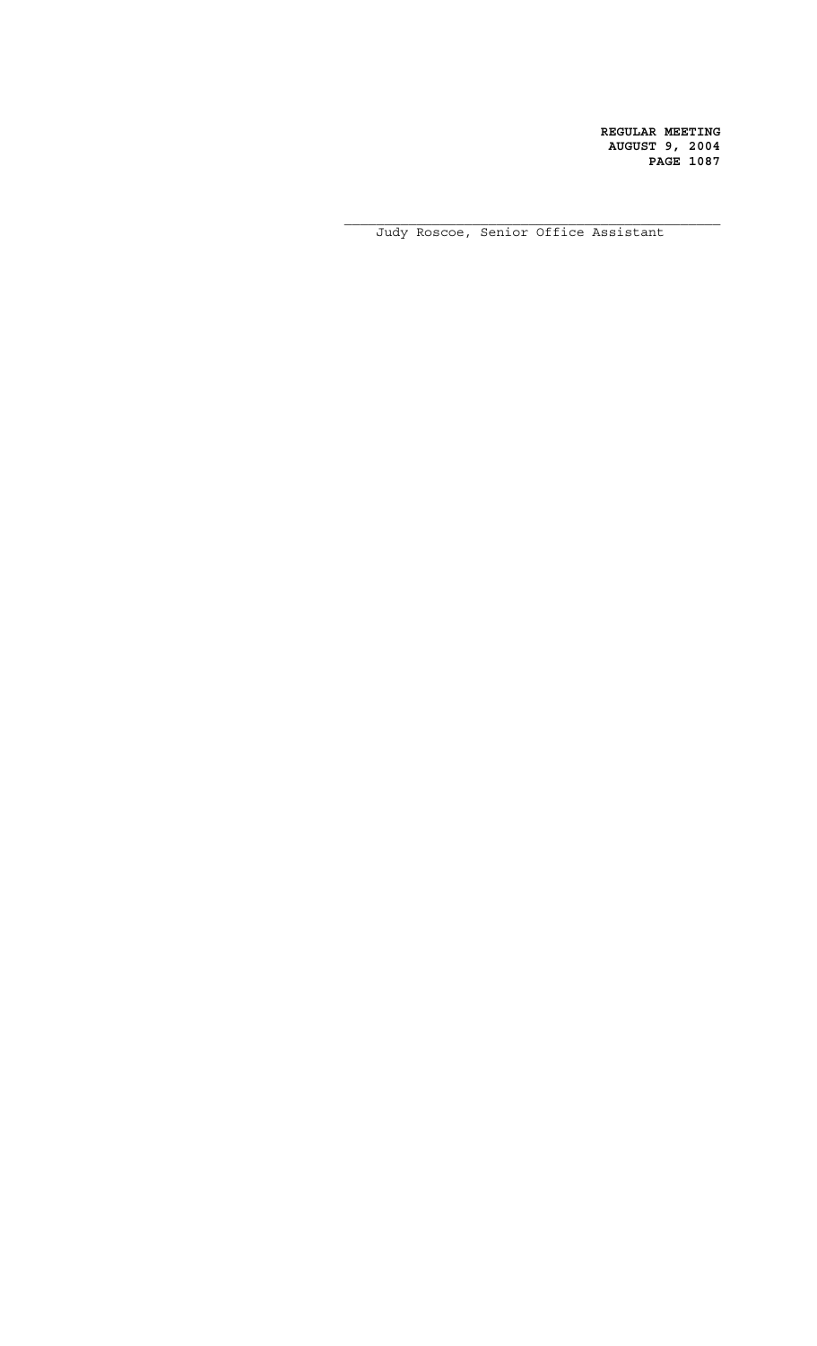\_\_\_\_\_\_\_\_\_\_\_\_\_\_\_\_\_\_\_\_\_\_\_\_\_\_\_\_\_\_\_\_\_\_\_\_\_\_\_\_\_\_\_\_

Judy Roscoe, Senior Office Assistant